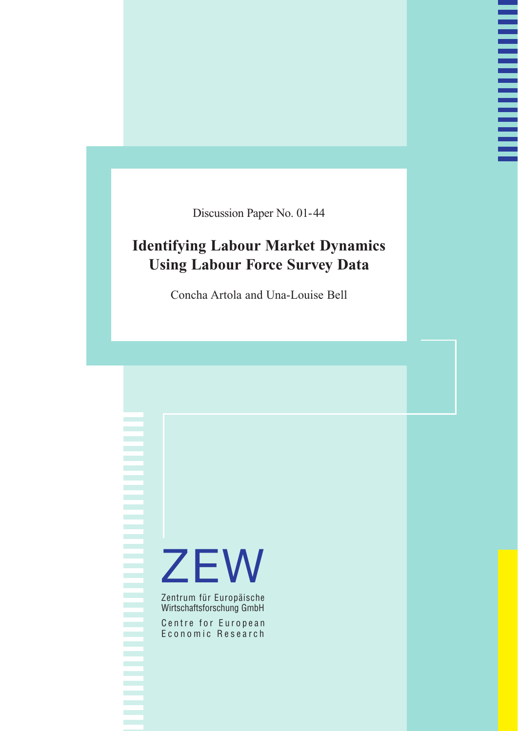Discussion Paper No. 01-44

# Identifying Labour Market Dynamics Using Labour Force Survey Data

Concha Artola and Una-Louise Bell

ZEW

Zentrum für Europäische Wirtschaftsforschung GmbH

Centre for European Economic Research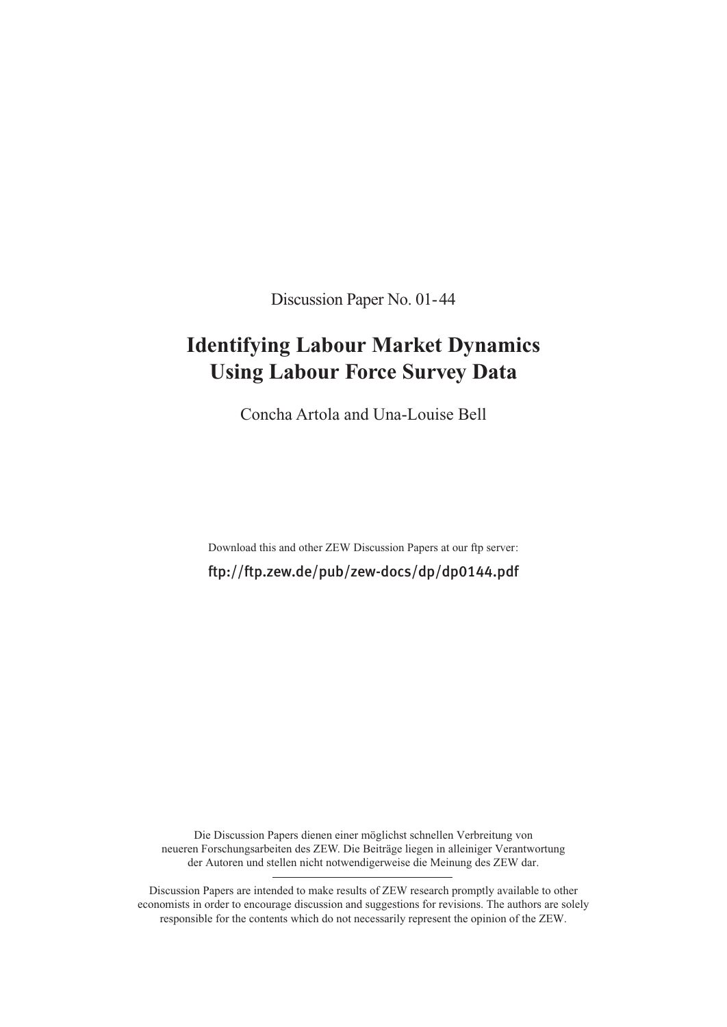Discussion Paper No. 01-44

# Identifying Labour Market Dynamics Using Labour Force Survey Data

Concha Artola and Una-Louise Bell

Download this and other ZEW Discussion Papers at our ftp server:

ftp://ftp.zew.de/pub/zew-docs/dp/dp0144.pdf

Die Discussion Papers dienen einer möglichst schnellen Verbreitung von neueren Forschungsarbeiten des ZEW. Die Beiträge liegen in alleiniger Verantwortung der Autoren und stellen nicht notwendigerweise die Meinung des ZEW dar.

---

Discussion Papers are intended to make results of ZEW research promptly available to other economists in order to encourage discussion and suggestions for revisions. The authors are solely responsible for the contents which do not necessarily represent the opinion of the ZEW.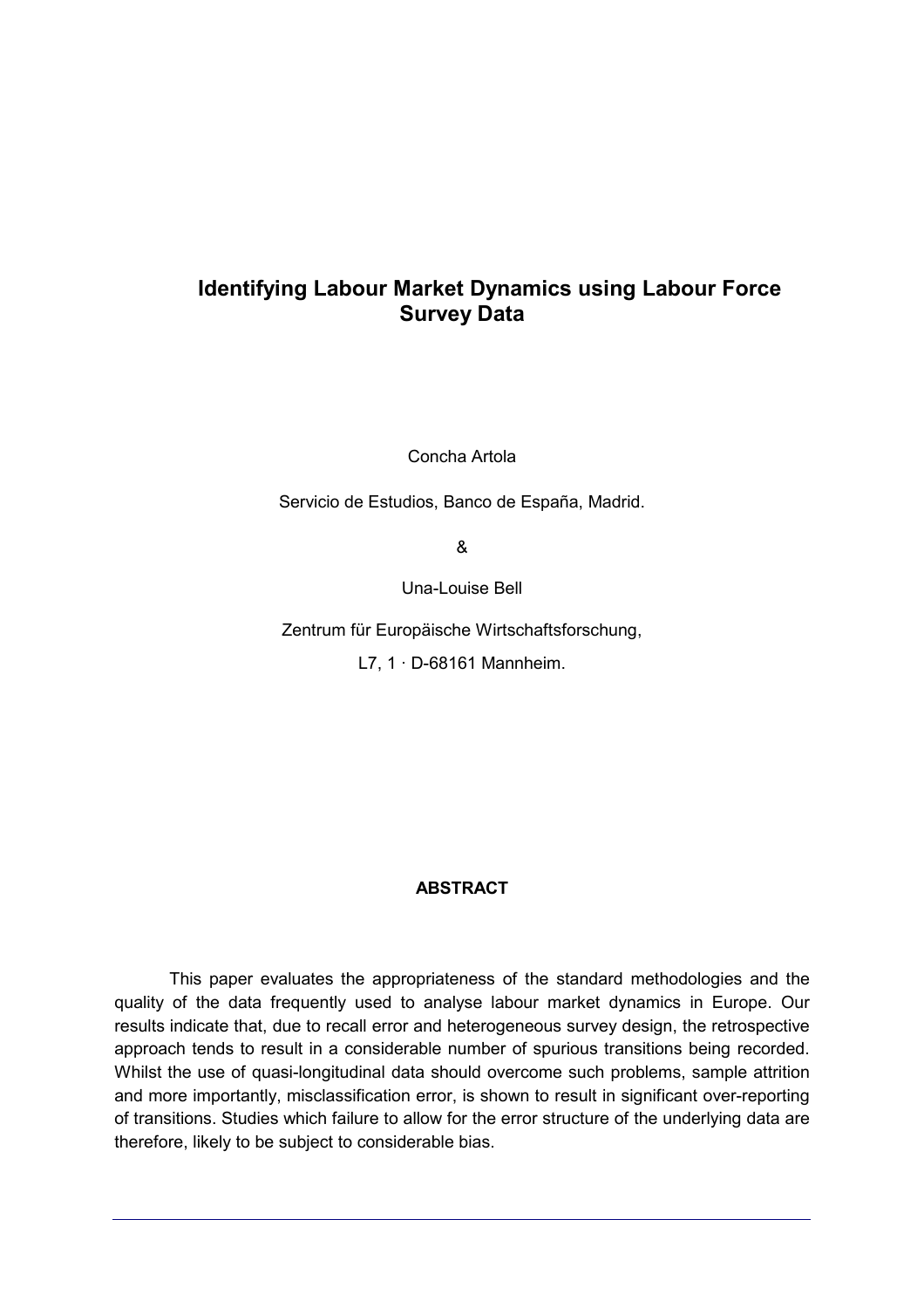# Identifying Labour Market Dynamics using Labour Force Survey Data

Concha Artola

Servicio de Estudios, Banco de España, Madrid.

&

Una-Louise Bell

Zentrum für Europäische Wirtschaftsforschung,

L7, 1 · D-68161 Mannheim.

## ABSTRACT

This paper evaluates the appropriateness of the standard methodologies and the quality of the data frequently used to analyse labour market dynamics in Europe. Our results indicate that, due to recall error and heterogeneous survey design, the retrospective approach tends to result in a considerable number of spurious transitions being recorded. Whilst the use of quasi-longitudinal data should overcome such problems, sample attrition and more importantly, misclassification error, is shown to result in significant over-reporting of transitions. Studies which failure to allow for the error structure of the underlying data are therefore, likely to be subject to considerable bias.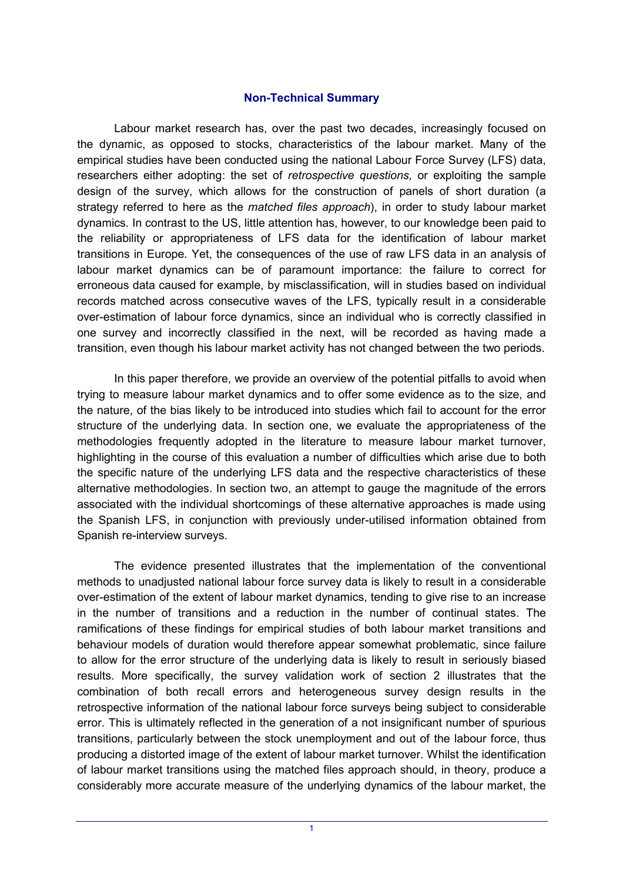## Non-Technical Summary

Labour market research has, over the past two decades, increasingly focused on the dynamic, as opposed to stocks, characteristics of the labour market. Many of the empirical studies have been conducted using the national Labour Force Survey (LFS) data, researchers either adopting: the set of *retrospective questions,* or exploiting the sample design of the survey, which allows for the construction of panels of short duration (a strategy referred to here as the *matched files approach*), in order to study labour market dynamics. In contrast to the US, little attention has, however, to our knowledge been paid to the reliability or appropriateness of LFS data for the identification of labour market transitions in Europe. Yet, the consequences of the use of raw LFS data in an analysis of labour market dynamics can be of paramount importance: the failure to correct for erroneous data caused for example, by misclassification, will in studies based on individual records matched across consecutive waves of the LFS, typically result in a considerable over-estimation of labour force dynamics, since an individual who is correctly classified in one survey and incorrectly classified in the next, will be recorded as having made a transition, even though his labour market activity has not changed between the two periods.

In this paper therefore, we provide an overview of the potential pitfalls to avoid when trying to measure labour market dynamics and to offer some evidence as to the size, and the nature, of the bias likely to be introduced into studies which fail to account for the error structure of the underlying data. In section one, we evaluate the appropriateness of the methodologies frequently adopted in the literature to measure labour market turnover, highlighting in the course of this evaluation a number of difficulties which arise due to both the specific nature of the underlying LFS data and the respective characteristics of these alternative methodologies. In section two, an attempt to gauge the magnitude of the errors associated with the individual shortcomings of these alternative approaches is made using the Spanish LFS, in conjunction with previously under-utilised information obtained from Spanish re-interview surveys.

The evidence presented illustrates that the implementation of the conventional methods to unadjusted national labour force survey data is likely to result in a considerable over-estimation of the extent of labour market dynamics, tending to give rise to an increase in the number of transitions and a reduction in the number of continual states. The ramifications of these findings for empirical studies of both labour market transitions and behaviour models of duration would therefore appear somewhat problematic, since failure to allow for the error structure of the underlying data is likely to result in seriously biased results. More specifically, the survey validation work of section 2 illustrates that the combination of both recall errors and heterogeneous survey design results in the retrospective information of the national labour force surveys being subject to considerable error. This is ultimately reflected in the generation of a not insignificant number of spurious transitions, particularly between the stock unemployment and out of the labour force, thus producing a distorted image of the extent of labour market turnover. Whilst the identification of labour market transitions using the matched files approach should, in theory, produce a considerably more accurate measure of the underlying dynamics of the labour market, the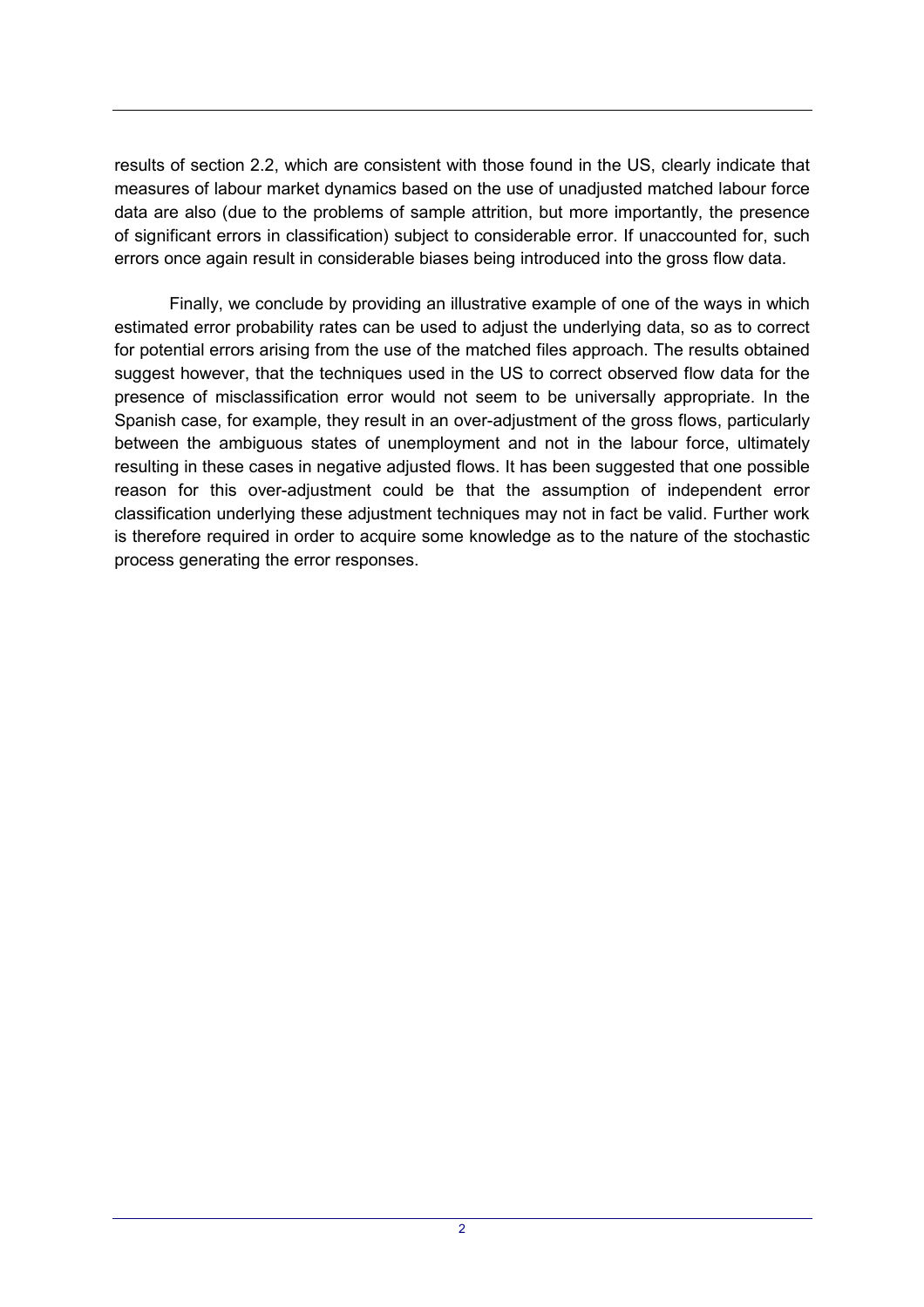results of section 2.2, which are consistent with those found in the US, clearly indicate that measures of labour market dynamics based on the use of unadjusted matched labour force data are also (due to the problems of sample attrition, but more importantly, the presence of significant errors in classification) subject to considerable error. If unaccounted for, such errors once again result in considerable biases being introduced into the gross flow data.

Finally, we conclude by providing an illustrative example of one of the ways in which estimated error probability rates can be used to adjust the underlying data, so as to correct for potential errors arising from the use of the matched files approach. The results obtained suggest however, that the techniques used in the US to correct observed flow data for the presence of misclassification error would not seem to be universally appropriate. In the Spanish case, for example, they result in an over-adjustment of the gross flows, particularly between the ambiguous states of unemployment and not in the labour force, ultimately resulting in these cases in negative adjusted flows. It has been suggested that one possible reason for this over-adjustment could be that the assumption of independent error classification underlying these adjustment techniques may not in fact be valid. Further work is therefore required in order to acquire some knowledge as to the nature of the stochastic process generating the error responses.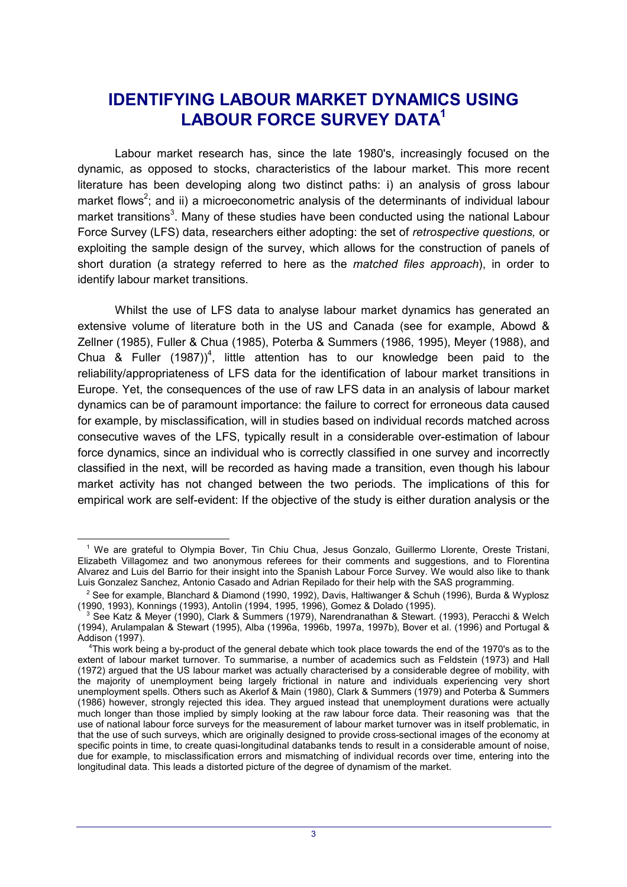# IDENTIFYING LABOUR MARKET DYNAMICS USING LABOUR FORCE SURVEY DATA[1]

Labour market research has, since the late 1980's, increasingly focused on the dynamic, as opposed to stocks, characteristics of the labour market. This more recent literature has been developing along two distinct paths: i) an analysis of gross labour market flows[2]; and ii) a microeconometric analysis of the determinants of individual labour market transitions[3]. Many of these studies have been conducted using the national Labour Force Survey (LFS) data, researchers either adopting: the set of *retrospective questions,* or exploiting the sample design of the survey, which allows for the construction of panels of short duration (a strategy referred to here as the *matched files approach*), in order to identify labour market transitions.

Whilst the use of LFS data to analyse labour market dynamics has generated an extensive volume of literature both in the US and Canada (see for example, Abowd & Zellner (1985), Fuller & Chua (1985), Poterba & Summers (1986, 1995), Meyer (1988), and Chua & Fuller (1987))[4], little attention has to our knowledge been paid to the reliability/appropriateness of LFS data for the identification of labour market transitions in Europe. Yet, the consequences of the use of raw LFS data in an analysis of labour market dynamics can be of paramount importance: the failure to correct for erroneous data caused for example, by misclassification, will in studies based on individual records matched across consecutive waves of the LFS, typically result in a considerable over-estimation of labour force dynamics, since an individual who is correctly classified in one survey and incorrectly classified in the next, will be recorded as having made a transition, even though his labour market activity has not changed between the two periods. The implications of this for empirical work are self-evident: If the objective of the study is either duration analysis or the

---

[1] We are grateful to Olympia Bover, Tin Chiu Chua, Jesus Gonzalo, Guillermo Llorente, Oreste Tristani, Elizabeth Villagomez and two anonymous referees for their comments and suggestions, and to Florentina Alvarez and Luis del Barrio for their insight into the Spanish Labour Force Survey. We would also like to thank Luis Gonzalez Sanchez, Antonio Casado and Adrian Repilado for their help with the SAS programming.

[2] See for example, Blanchard & Diamond (1990, 1992), Davis, Haltiwanger & Schuh (1996), Burda & Wyplosz (1990, 1993), Konnings (1993), Antolìn (1994, 1995, 1996), Gomez & Dolado (1995).

[3] See Katz & Meyer (1990), Clark & Summers (1979), Narendranathan & Stewart. (1993), Peracchi & Welch (1994), Arulampalan & Stewart (1995), Alba (1996a, 1996b, 1997a, 1997b), Bover et al. (1996) and Portugal & Addison (1997).

[4] This work being a by-product of the general debate which took place towards the end of the 1970's as to the extent of labour market turnover. To summarise, a number of academics such as Feldstein (1973) and Hall (1972) argued that the US labour market was actually characterised by a considerable degree of mobility, with the majority of unemployment being largely frictional in nature and individuals experiencing very short unemployment spells. Others such as Akerlof & Main (1980), Clark & Summers (1979) and Poterba & Summers (1986) however, strongly rejected this idea. They argued instead that unemployment durations were actually much longer than those implied by simply looking at the raw labour force data. Their reasoning was that the use of national labour force surveys for the measurement of labour market turnover was in itself problematic, in that the use of such surveys, which are originally designed to provide cross-sectional images of the economy at specific points in time, to create quasi-longitudinal databanks tends to result in a considerable amount of noise, due for example, to misclassification errors and mismatching of individual records over time, entering into the longitudinal data. This leads a distorted picture of the degree of dynamism of the market.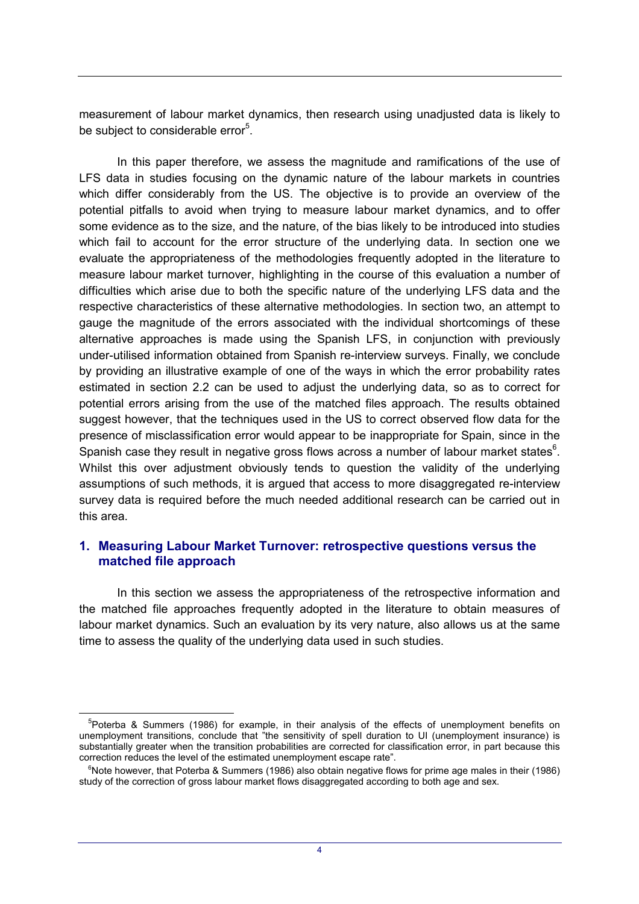measurement of labour market dynamics, then research using unadjusted data is likely to be subject to considerable error[5].

In this paper therefore, we assess the magnitude and ramifications of the use of LFS data in studies focusing on the dynamic nature of the labour markets in countries which differ considerably from the US. The objective is to provide an overview of the potential pitfalls to avoid when trying to measure labour market dynamics, and to offer some evidence as to the size, and the nature, of the bias likely to be introduced into studies which fail to account for the error structure of the underlying data. In section one we evaluate the appropriateness of the methodologies frequently adopted in the literature to measure labour market turnover, highlighting in the course of this evaluation a number of difficulties which arise due to both the specific nature of the underlying LFS data and the respective characteristics of these alternative methodologies. In section two, an attempt to gauge the magnitude of the errors associated with the individual shortcomings of these alternative approaches is made using the Spanish LFS, in conjunction with previously under-utilised information obtained from Spanish re-interview surveys. Finally, we conclude by providing an illustrative example of one of the ways in which the error probability rates estimated in section 2.2 can be used to adjust the underlying data, so as to correct for potential errors arising from the use of the matched files approach. The results obtained suggest however, that the techniques used in the US to correct observed flow data for the presence of misclassification error would appear to be inappropriate for Spain, since in the Spanish case they result in negative gross flows across a number of labour market states[6]. Whilst this over adjustment obviously tends to question the validity of the underlying assumptions of such methods, it is argued that access to more disaggregated re-interview survey data is required before the much needed additional research can be carried out in this area.

## 1. Measuring Labour Market Turnover: retrospective questions versus the matched file approach

In this section we assess the appropriateness of the retrospective information and the matched file approaches frequently adopted in the literature to obtain measures of labour market dynamics. Such an evaluation by its very nature, also allows us at the same time to assess the quality of the underlying data used in such studies.

---

[5] Poterba & Summers (1986) for example, in their analysis of the effects of unemployment benefits on unemployment transitions, conclude that "the sensitivity of spell duration to UI (unemployment insurance) is substantially greater when the transition probabilities are corrected for classification error, in part because this correction reduces the level of the estimated unemployment escape rate".

[6] Note however, that Poterba & Summers (1986) also obtain negative flows for prime age males in their (1986) study of the correction of gross labour market flows disaggregated according to both age and sex.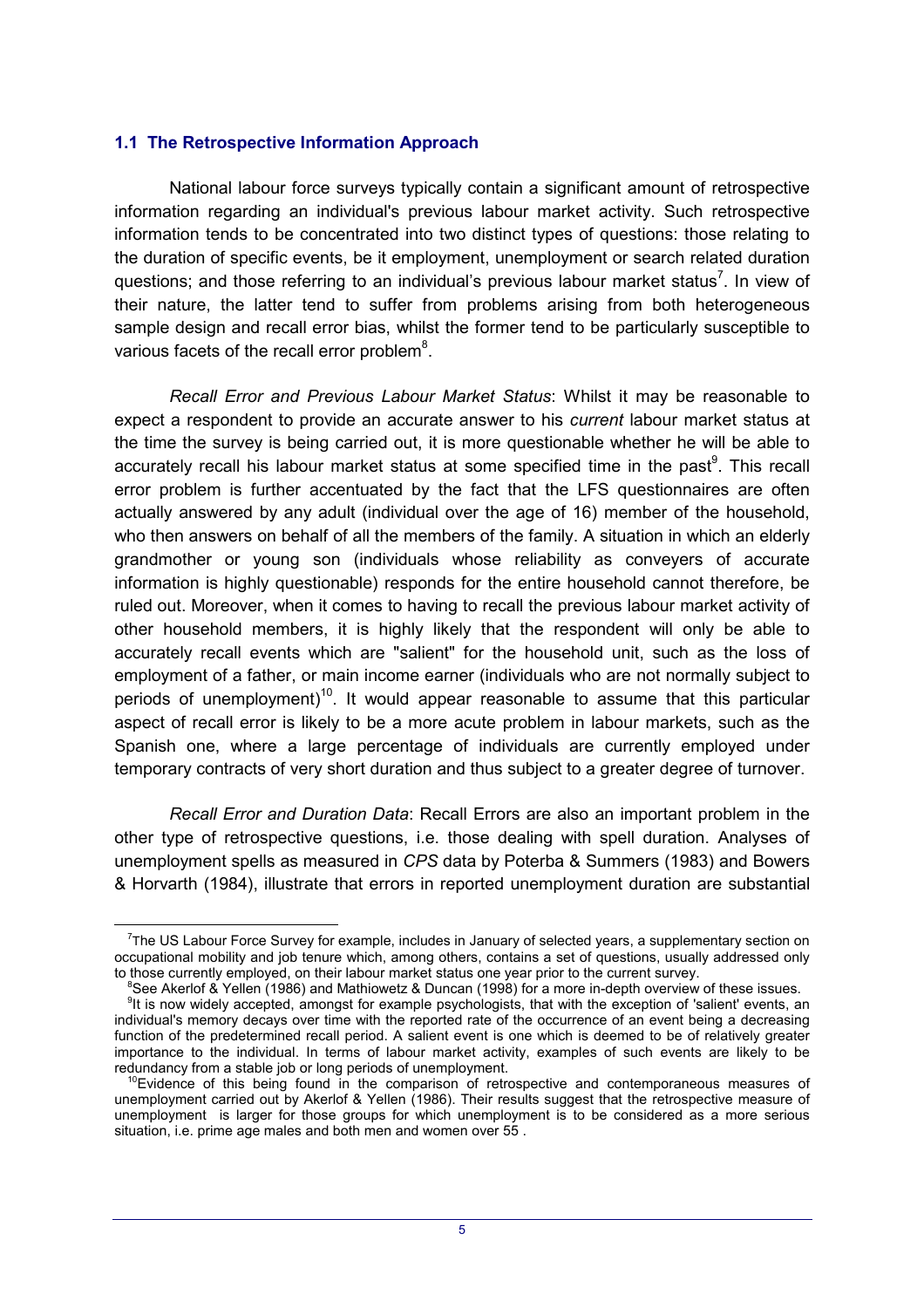### 1.1 The Retrospective Information Approach

National labour force surveys typically contain a significant amount of retrospective information regarding an individual's previous labour market activity. Such retrospective information tends to be concentrated into two distinct types of questions: those relating to the duration of specific events, be it employment, unemployment or search related duration questions; and those referring to an individual's previous labour market status[7]. In view of their nature, the latter tend to suffer from problems arising from both heterogeneous sample design and recall error bias, whilst the former tend to be particularly susceptible to various facets of the recall error problem[8].

*Recall Error and Previous Labour Market Status*: Whilst it may be reasonable to expect a respondent to provide an accurate answer to his *current* labour market status at the time the survey is being carried out, it is more questionable whether he will be able to accurately recall his labour market status at some specified time in the past[9]. This recall error problem is further accentuated by the fact that the LFS questionnaires are often actually answered by any adult (individual over the age of 16) member of the household, who then answers on behalf of all the members of the family. A situation in which an elderly grandmother or young son (individuals whose reliability as conveyers of accurate information is highly questionable) responds for the entire household cannot therefore, be ruled out. Moreover, when it comes to having to recall the previous labour market activity of other household members, it is highly likely that the respondent will only be able to accurately recall events which are "salient" for the household unit, such as the loss of employment of a father, or main income earner (individuals who are not normally subject to periods of unemployment)[10]. It would appear reasonable to assume that this particular aspect of recall error is likely to be a more acute problem in labour markets, such as the Spanish one, where a large percentage of individuals are currently employed under temporary contracts of very short duration and thus subject to a greater degree of turnover.

*Recall Error and Duration Data*: Recall Errors are also an important problem in the other type of retrospective questions, i.e. those dealing with spell duration. Analyses of unemployment spells as measured in *CPS* data by Poterba & Summers (1983) and Bowers & Horvarth (1984), illustrate that errors in reported unemployment duration are substantial

---

[7] The US Labour Force Survey for example, includes in January of selected years, a supplementary section on occupational mobility and job tenure which, among others, contains a set of questions, usually addressed only to those currently employed, on their labour market status one year prior to the current survey.

[8] See Akerlof & Yellen (1986) and Mathiowetz & Duncan (1998) for a more in-depth overview of these issues.

[9] It is now widely accepted, amongst for example psychologists, that with the exception of 'salient' events, an individual's memory decays over time with the reported rate of the occurrence of an event being a decreasing function of the predetermined recall period. A salient event is one which is deemed to be of relatively greater importance to the individual. In terms of labour market activity, examples of such events are likely to be redundancy from a stable job or long periods of unemployment.

[10] Evidence of this being found in the comparison of retrospective and contemporaneous measures of unemployment carried out by Akerlof & Yellen (1986). Their results suggest that the retrospective measure of unemployment is larger for those groups for which unemployment is to be considered as a more serious situation, i.e. prime age males and both men and women over 55 .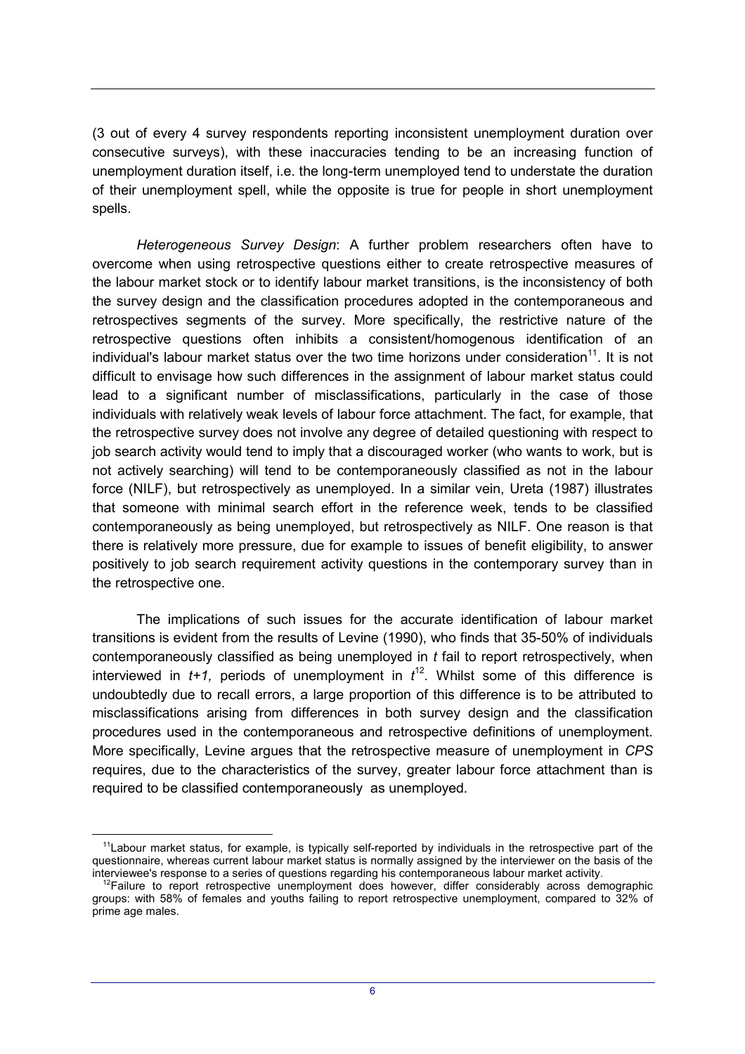(3 out of every 4 survey respondents reporting inconsistent unemployment duration over consecutive surveys), with these inaccuracies tending to be an increasing function of unemployment duration itself, i.e. the long-term unemployed tend to understate the duration of their unemployment spell, while the opposite is true for people in short unemployment spells.

*Heterogeneous Survey Design*: A further problem researchers often have to overcome when using retrospective questions either to create retrospective measures of the labour market stock or to identify labour market transitions, is the inconsistency of both the survey design and the classification procedures adopted in the contemporaneous and retrospectives segments of the survey. More specifically, the restrictive nature of the retrospective questions often inhibits a consistent/homogenous identification of an individual's labour market status over the two time horizons under consideration[11]. It is not difficult to envisage how such differences in the assignment of labour market status could lead to a significant number of misclassifications, particularly in the case of those individuals with relatively weak levels of labour force attachment. The fact, for example, that the retrospective survey does not involve any degree of detailed questioning with respect to job search activity would tend to imply that a discouraged worker (who wants to work, but is not actively searching) will tend to be contemporaneously classified as not in the labour force (NILF), but retrospectively as unemployed. In a similar vein, Ureta (1987) illustrates that someone with minimal search effort in the reference week, tends to be classified contemporaneously as being unemployed, but retrospectively as NILF. One reason is that there is relatively more pressure, due for example to issues of benefit eligibility, to answer positively to job search requirement activity questions in the contemporary survey than in the retrospective one.

The implications of such issues for the accurate identification of labour market transitions is evident from the results of Levine (1990), who finds that 35-50% of individuals contemporaneously classified as being unemployed in $t$ fail to report retrospectively, when interviewed in $t+1$, periods of unemployment in $t$[12]. Whilst some of this difference is undoubtedly due to recall errors, a large proportion of this difference is to be attributed to misclassifications arising from differences in both survey design and the classification procedures used in the contemporaneous and retrospective definitions of unemployment. More specifically, Levine argues that the retrospective measure of unemployment in *CPS* requires, due to the characteristics of the survey, greater labour force attachment than is required to be classified contemporaneously as unemployed.

---

[11] Labour market status, for example, is typically self-reported by individuals in the retrospective part of the questionnaire, whereas current labour market status is normally assigned by the interviewer on the basis of the interviewee's response to a series of questions regarding his contemporaneous labour market activity.

[12] Failure to report retrospective unemployment does however, differ considerably across demographic groups: with 58% of females and youths failing to report retrospective unemployment, compared to 32% of prime age males.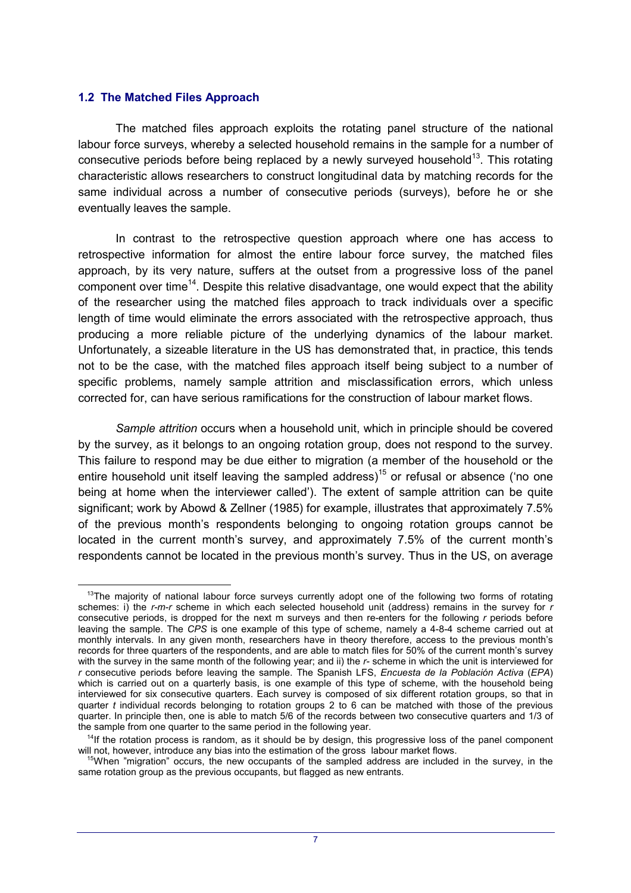### 1.2 The Matched Files Approach

The matched files approach exploits the rotating panel structure of the national labour force surveys, whereby a selected household remains in the sample for a number of consecutive periods before being replaced by a newly surveyed household[13]. This rotating characteristic allows researchers to construct longitudinal data by matching records for the same individual across a number of consecutive periods (surveys), before he or she eventually leaves the sample.

In contrast to the retrospective question approach where one has access to retrospective information for almost the entire labour force survey, the matched files approach, by its very nature, suffers at the outset from a progressive loss of the panel component over time[14]. Despite this relative disadvantage, one would expect that the ability of the researcher using the matched files approach to track individuals over a specific length of time would eliminate the errors associated with the retrospective approach, thus producing a more reliable picture of the underlying dynamics of the labour market. Unfortunately, a sizeable literature in the US has demonstrated that, in practice, this tends not to be the case, with the matched files approach itself being subject to a number of specific problems, namely sample attrition and misclassification errors, which unless corrected for, can have serious ramifications for the construction of labour market flows.

*Sample attrition* occurs when a household unit, which in principle should be covered by the survey, as it belongs to an ongoing rotation group, does not respond to the survey. This failure to respond may be due either to migration (a member of the household or the entire household unit itself leaving the sampled address)[15] or refusal or absence ('no one being at home when the interviewer called'). The extent of sample attrition can be quite significant; work by Abowd & Zellner (1985) for example, illustrates that approximately 7.5% of the previous month's respondents belonging to ongoing rotation groups cannot be located in the current month's survey, and approximately 7.5% of the current month's respondents cannot be located in the previous month's survey. Thus in the US, on average

---

[13] The majority of national labour force surveys currently adopt one of the following two forms of rotating schemes: i) the *r-m-r* scheme in which each selected household unit (address) remains in the survey for *r* consecutive periods, is dropped for the next m surveys and then re-enters for the following *r* periods before leaving the sample. The *CPS* is one example of this type of scheme, namely a 4-8-4 scheme carried out at monthly intervals. In any given month, researchers have in theory therefore, access to the previous month's records for three quarters of the respondents, and are able to match files for 50% of the current month's survey with the survey in the same month of the following year; and ii) the *r*- scheme in which the unit is interviewed for *r* consecutive periods before leaving the sample. The Spanish LFS, *Encuesta de la Población Activa* (*EPA*) which is carried out on a quarterly basis, is one example of this type of scheme, with the household being interviewed for six consecutive quarters. Each survey is composed of six different rotation groups, so that in quarter *t* individual records belonging to rotation groups 2 to 6 can be matched with those of the previous quarter. In principle then, one is able to match 5/6 of the records between two consecutive quarters and 1/3 of the sample from one quarter to the same period in the following year.

[14] If the rotation process is random, as it should be by design, this progressive loss of the panel component will not, however, introduce any bias into the estimation of the gross labour market flows.

[15] When "migration" occurs, the new occupants of the sampled address are included in the survey, in the same rotation group as the previous occupants, but flagged as new entrants.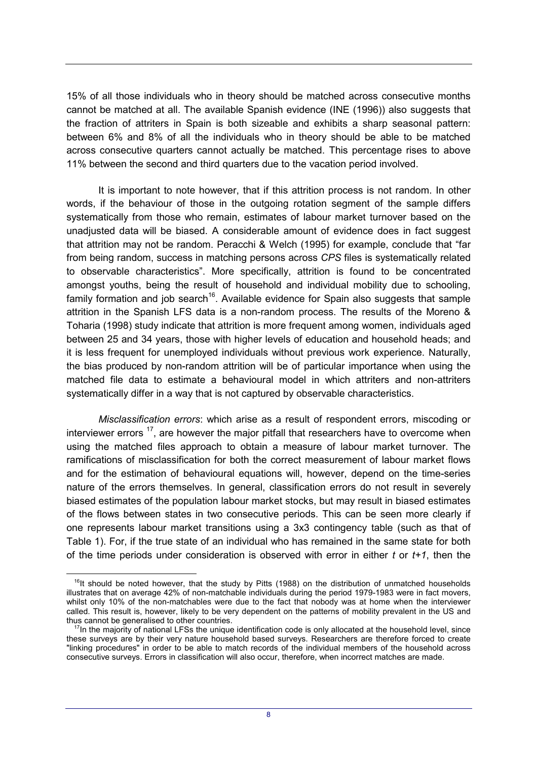15% of all those individuals who in theory should be matched across consecutive months cannot be matched at all. The available Spanish evidence (INE (1996)) also suggests that the fraction of attriters in Spain is both sizeable and exhibits a sharp seasonal pattern: between 6% and 8% of all the individuals who in theory should be able to be matched across consecutive quarters cannot actually be matched. This percentage rises to above 11% between the second and third quarters due to the vacation period involved.

It is important to note however, that if this attrition process is not random. In other words, if the behaviour of those in the outgoing rotation segment of the sample differs systematically from those who remain, estimates of labour market turnover based on the unadjusted data will be biased. A considerable amount of evidence does in fact suggest that attrition may not be random. Peracchi & Welch (1995) for example, conclude that "far from being random, success in matching persons across *CPS* files is systematically related to observable characteristics". More specifically, attrition is found to be concentrated amongst youths, being the result of household and individual mobility due to schooling, family formation and job search[16]. Available evidence for Spain also suggests that sample attrition in the Spanish LFS data is a non-random process. The results of the Moreno & Toharia (1998) study indicate that attrition is more frequent among women, individuals aged between 25 and 34 years, those with higher levels of education and household heads; and it is less frequent for unemployed individuals without previous work experience. Naturally, the bias produced by non-random attrition will be of particular importance when using the matched file data to estimate a behavioural model in which attriters and non-attriters systematically differ in a way that is not captured by observable characteristics.

*Misclassification errors*: which arise as a result of respondent errors, miscoding or interviewer errors [17], are however the major pitfall that researchers have to overcome when using the matched files approach to obtain a measure of labour market turnover. The ramifications of misclassification for both the correct measurement of labour market flows and for the estimation of behavioural equations will, however, depend on the time-series nature of the errors themselves. In general, classification errors do not result in severely biased estimates of the population labour market stocks, but may result in biased estimates of the flows between states in two consecutive periods. This can be seen more clearly if one represents labour market transitions using a 3x3 contingency table (such as that of Table 1). For, if the true state of an individual who has remained in the same state for both of the time periods under consideration is observed with error in either *t* or *t+1*, then the

[16] It should be noted however, that the study by Pitts (1988) on the distribution of unmatched households illustrates that on average 42% of non-matchable individuals during the period 1979-1983 were in fact movers, whilst only 10% of the non-matchables were due to the fact that nobody was at home when the interviewer called. This result is, however, likely to be very dependent on the patterns of mobility prevalent in the US and thus cannot be generalised to other countries.

[17] In the majority of national LFSs the unique identification code is only allocated at the household level, since these surveys are by their very nature household based surveys. Researchers are therefore forced to create "linking procedures" in order to be able to match records of the individual members of the household across consecutive surveys. Errors in classification will also occur, therefore, when incorrect matches are made.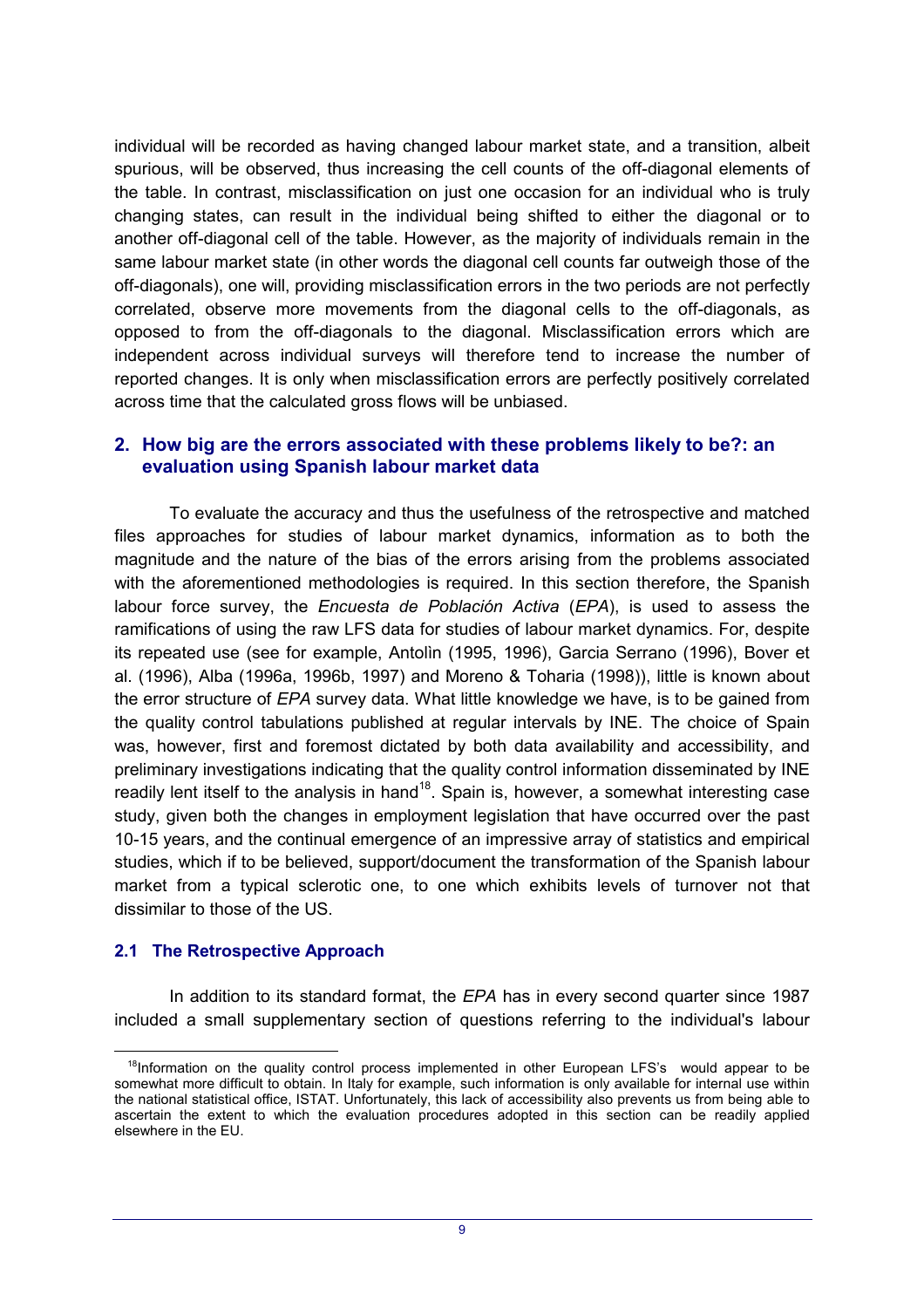individual will be recorded as having changed labour market state, and a transition, albeit spurious, will be observed, thus increasing the cell counts of the off-diagonal elements of the table. In contrast, misclassification on just one occasion for an individual who is truly changing states, can result in the individual being shifted to either the diagonal or to another off-diagonal cell of the table. However, as the majority of individuals remain in the same labour market state (in other words the diagonal cell counts far outweigh those of the off-diagonals), one will, providing misclassification errors in the two periods are not perfectly correlated, observe more movements from the diagonal cells to the off-diagonals, as opposed to from the off-diagonals to the diagonal. Misclassification errors which are independent across individual surveys will therefore tend to increase the number of reported changes. It is only when misclassification errors are perfectly positively correlated across time that the calculated gross flows will be unbiased.

## 2. How big are the errors associated with these problems likely to be?: an evaluation using Spanish labour market data

To evaluate the accuracy and thus the usefulness of the retrospective and matched files approaches for studies of labour market dynamics, information as to both the magnitude and the nature of the bias of the errors arising from the problems associated with the aforementioned methodologies is required. In this section therefore, the Spanish labour force survey, the *Encuesta de Población Activa* (*EPA*), is used to assess the ramifications of using the raw LFS data for studies of labour market dynamics. For, despite its repeated use (see for example, Antolìn (1995, 1996), Garcia Serrano (1996), Bover et al. (1996), Alba (1996a, 1996b, 1997) and Moreno & Toharia (1998)), little is known about the error structure of *EPA* survey data. What little knowledge we have, is to be gained from the quality control tabulations published at regular intervals by INE. The choice of Spain was, however, first and foremost dictated by both data availability and accessibility, and preliminary investigations indicating that the quality control information disseminated by INE readily lent itself to the analysis in hand[18]. Spain is, however, a somewhat interesting case study, given both the changes in employment legislation that have occurred over the past 10-15 years, and the continual emergence of an impressive array of statistics and empirical studies, which if to be believed, support/document the transformation of the Spanish labour market from a typical sclerotic one, to one which exhibits levels of turnover not that dissimilar to those of the US.

### 2.1 The Retrospective Approach

In addition to its standard format, the *EPA* has in every second quarter since 1987 included a small supplementary section of questions referring to the individual's labour

[18]Information on the quality control process implemented in other European LFS's would appear to be somewhat more difficult to obtain. In Italy for example, such information is only available for internal use within the national statistical office, ISTAT. Unfortunately, this lack of accessibility also prevents us from being able to ascertain the extent to which the evaluation procedures adopted in this section can be readily applied elsewhere in the EU.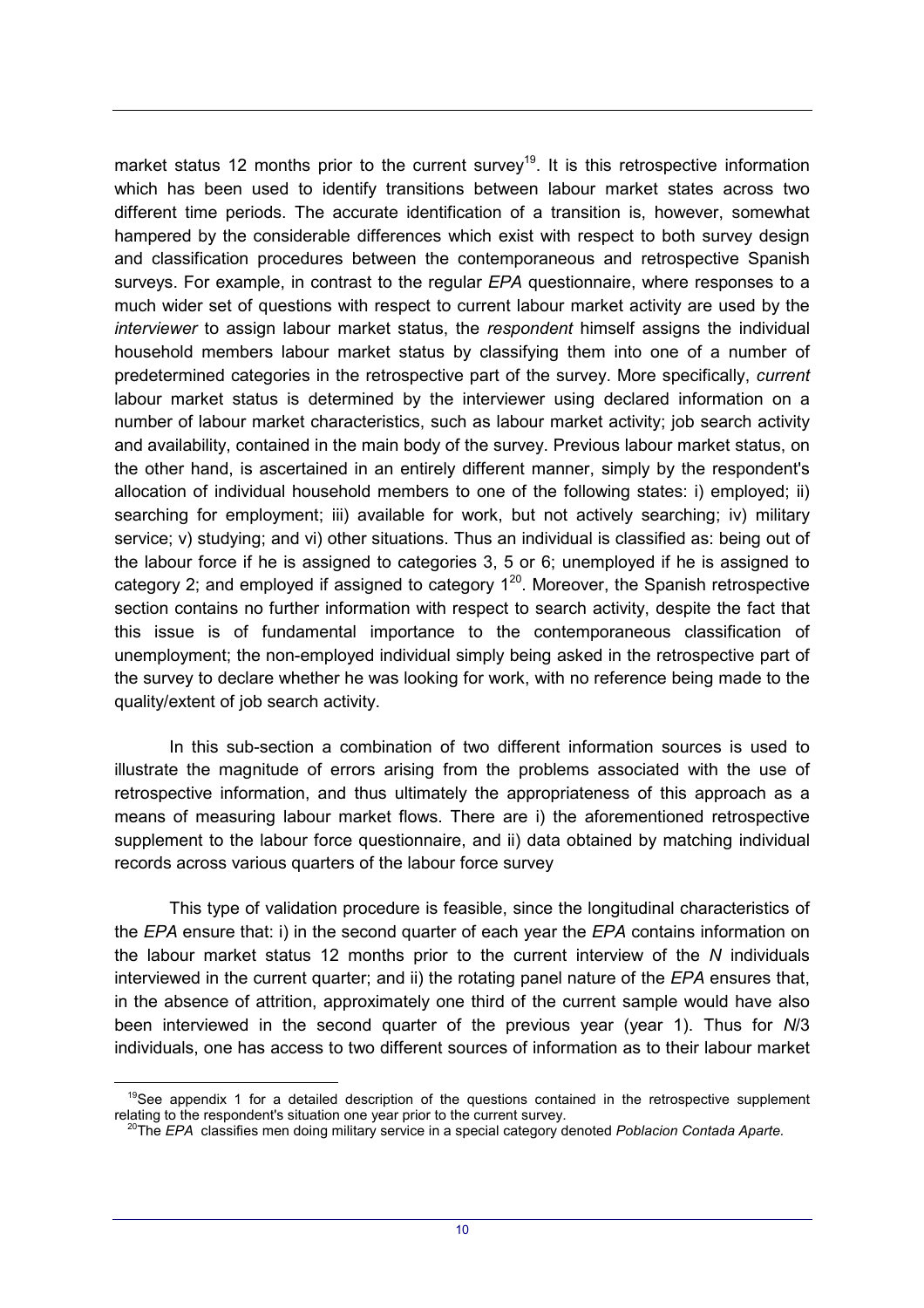market status 12 months prior to the current survey[19]. It is this retrospective information which has been used to identify transitions between labour market states across two different time periods. The accurate identification of a transition is, however, somewhat hampered by the considerable differences which exist with respect to both survey design and classification procedures between the contemporaneous and retrospective Spanish surveys. For example, in contrast to the regular *EPA* questionnaire, where responses to a much wider set of questions with respect to current labour market activity are used by the *interviewer* to assign labour market status, the *respondent* himself assigns the individual household members labour market status by classifying them into one of a number of predetermined categories in the retrospective part of the survey. More specifically, *current* labour market status is determined by the interviewer using declared information on a number of labour market characteristics, such as labour market activity; job search activity and availability, contained in the main body of the survey. Previous labour market status, on the other hand, is ascertained in an entirely different manner, simply by the respondent's allocation of individual household members to one of the following states: i) employed; ii) searching for employment; iii) available for work, but not actively searching; iv) military service; v) studying; and vi) other situations. Thus an individual is classified as: being out of the labour force if he is assigned to categories 3, 5 or 6; unemployed if he is assigned to category 2; and employed if assigned to category 1[20]. Moreover, the Spanish retrospective section contains no further information with respect to search activity, despite the fact that this issue is of fundamental importance to the contemporaneous classification of unemployment; the non-employed individual simply being asked in the retrospective part of the survey to declare whether he was looking for work, with no reference being made to the quality/extent of job search activity.

In this sub-section a combination of two different information sources is used to illustrate the magnitude of errors arising from the problems associated with the use of retrospective information, and thus ultimately the appropriateness of this approach as a means of measuring labour market flows. There are i) the aforementioned retrospective supplement to the labour force questionnaire, and ii) data obtained by matching individual records across various quarters of the labour force survey

This type of validation procedure is feasible, since the longitudinal characteristics of the *EPA* ensure that: i) in the second quarter of each year the *EPA* contains information on the labour market status 12 months prior to the current interview of the *N* individuals interviewed in the current quarter; and ii) the rotating panel nature of the *EPA* ensures that, in the absence of attrition, approximately one third of the current sample would have also been interviewed in the second quarter of the previous year (year 1). Thus for *N*/3 individuals, one has access to two different sources of information as to their labour market

[19] See appendix 1 for a detailed description of the questions contained in the retrospective supplement relating to the respondent's situation one year prior to the current survey.

[20] The *EPA* classifies men doing military service in a special category denoted *Poblacion Contada Aparte.*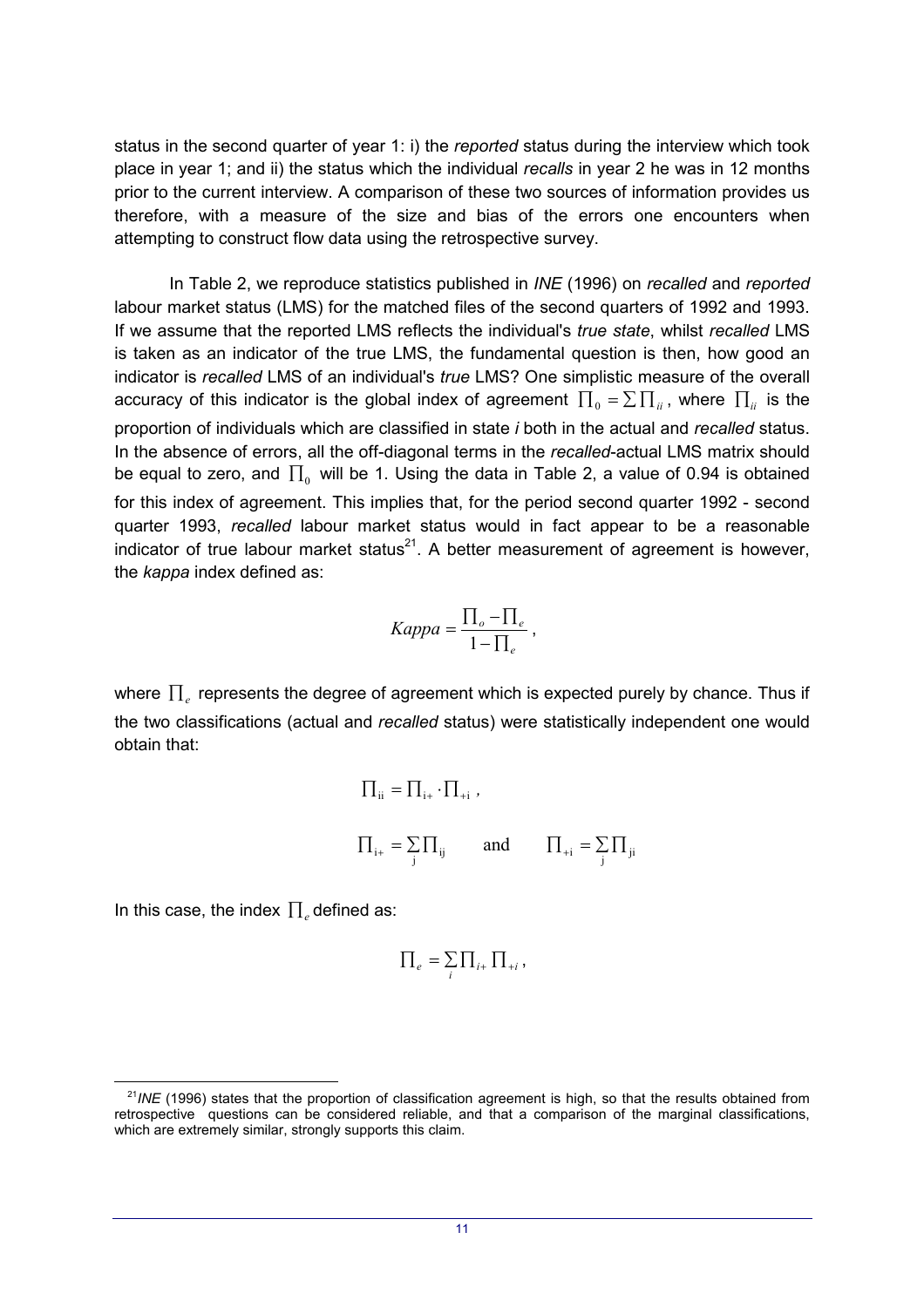status in the second quarter of year 1: i) the *reported* status during the interview which took place in year 1; and ii) the status which the individual *recalls* in year 2 he was in 12 months prior to the current interview. A comparison of these two sources of information provides us therefore, with a measure of the size and bias of the errors one encounters when attempting to construct flow data using the retrospective survey.

In Table 2, we reproduce statistics published in *INE* (1996) on *recalled* and *reported* labour market status (LMS) for the matched files of the second quarters of 1992 and 1993. If we assume that the reported LMS reflects the individual's *true state*, whilst *recalled* LMS is taken as an indicator of the true LMS, the fundamental question is then, how good an indicator is *recalled* LMS of an individual's *true* LMS? One simplistic measure of the overall accuracy of this indicator is the global index of agreement $\prod_0 = \sum \prod_{ii}$, where $\prod_{ii}$ is the proportion of individuals which are classified in state *i* both in the actual and *recalled* status. In the absence of errors, all the off-diagonal terms in the *recalled*-actual LMS matrix should be equal to zero, and $\prod_0$ will be 1. Using the data in Table 2, a value of 0.94 is obtained for this index of agreement. This implies that, for the period second quarter 1992 - second quarter 1993, *recalled* labour market status would in fact appear to be a reasonable indicator of true labour market status[21]. A better measurement of agreement is however, the *kappa* index defined as:

$$Kappa = \frac{\prod_o - \prod_e}{1 - \prod_e},$$

where $\prod_e$ represents the degree of agreement which is expected purely by chance. Thus if the two classifications (actual and *recalled* status) were statistically independent one would obtain that:

$$\prod_{ii} = \prod_{i+} \cdot \prod_{+i},$$

$$\prod_{i+} = \sum_j \prod_{ij} \qquad \text{and} \qquad \prod_{+i} = \sum_j \prod_{ji}$$

In this case, the index $\prod_e$ defined as:

$$\prod_e = \sum_i \prod_{i+} \prod_{+i},$$

[21] *INE* (1996) states that the proportion of classification agreement is high, so that the results obtained from retrospective questions can be considered reliable, and that a comparison of the marginal classifications, which are extremely similar, strongly supports this claim.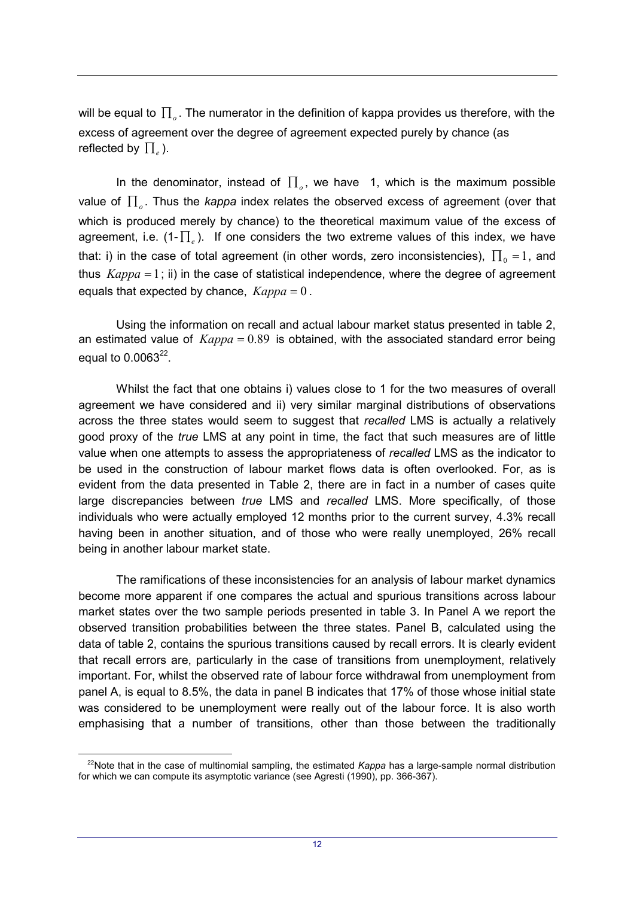will be equal to $\prod_o$. The numerator in the definition of kappa provides us therefore, with the excess of agreement over the degree of agreement expected purely by chance (as reflected by $\prod_e$).

In the denominator, instead of $\prod_o$, we have 1, which is the maximum possible value of $\prod_o$. Thus the *kappa* index relates the observed excess of agreement (over that which is produced merely by chance) to the theoretical maximum value of the excess of agreement, i.e. (1-$\prod_e$). If one considers the two extreme values of this index, we have that: i) in the case of total agreement (in other words, zero inconsistencies), $\prod_0 = 1$, and thus $Kappa = 1$; ii) in the case of statistical independence, where the degree of agreement equals that expected by chance, $Kappa = 0$.

Using the information on recall and actual labour market status presented in table 2, an estimated value of $Kappa = 0.89$ is obtained, with the associated standard error being equal to 0.0063[22].

Whilst the fact that one obtains i) values close to 1 for the two measures of overall agreement we have considered and ii) very similar marginal distributions of observations across the three states would seem to suggest that *recalled* LMS is actually a relatively good proxy of the *true* LMS at any point in time, the fact that such measures are of little value when one attempts to assess the appropriateness of *recalled* LMS as the indicator to be used in the construction of labour market flows data is often overlooked. For, as is evident from the data presented in Table 2, there are in fact in a number of cases quite large discrepancies between *true* LMS and *recalled* LMS. More specifically, of those individuals who were actually employed 12 months prior to the current survey, 4.3% recall having been in another situation, and of those who were really unemployed, 26% recall being in another labour market state.

The ramifications of these inconsistencies for an analysis of labour market dynamics become more apparent if one compares the actual and spurious transitions across labour market states over the two sample periods presented in table 3. In Panel A we report the observed transition probabilities between the three states. Panel B, calculated using the data of table 2, contains the spurious transitions caused by recall errors. It is clearly evident that recall errors are, particularly in the case of transitions from unemployment, relatively important. For, whilst the observed rate of labour force withdrawal from unemployment from panel A, is equal to 8.5%, the data in panel B indicates that 17% of those whose initial state was considered to be unemployment were really out of the labour force. It is also worth emphasising that a number of transitions, other than those between the traditionally

[22] Note that in the case of multinomial sampling, the estimated *Kappa* has a large-sample normal distribution for which we can compute its asymptotic variance (see Agresti (1990), pp. 366-367).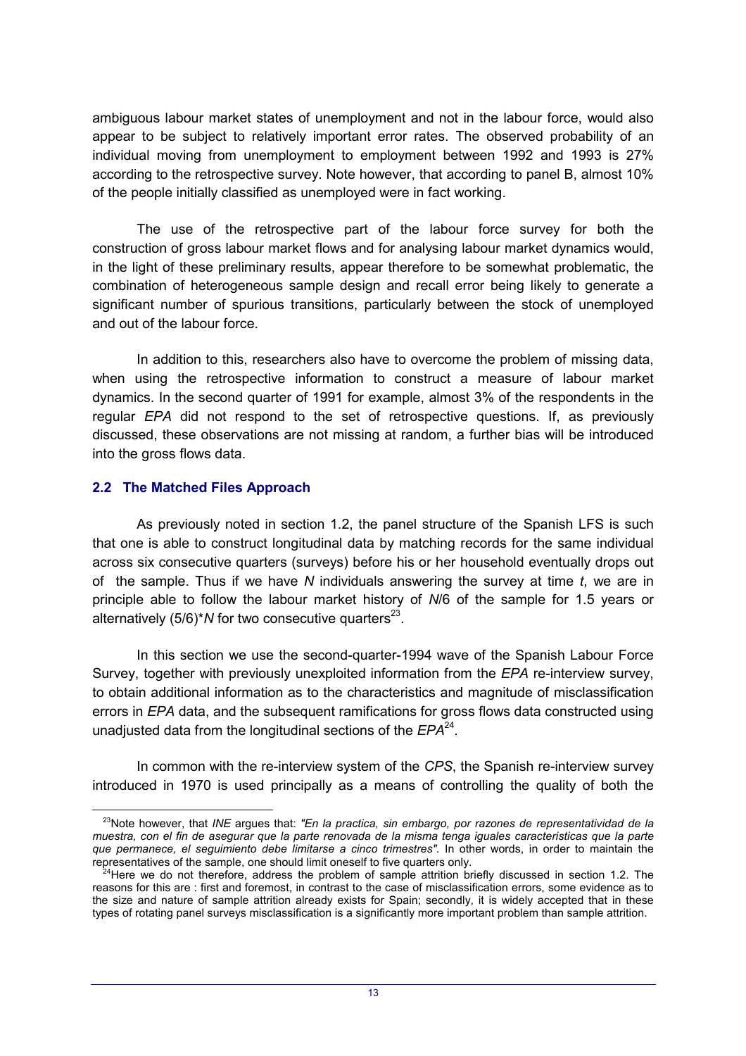ambiguous labour market states of unemployment and not in the labour force, would also appear to be subject to relatively important error rates. The observed probability of an individual moving from unemployment to employment between 1992 and 1993 is 27% according to the retrospective survey. Note however, that according to panel B, almost 10% of the people initially classified as unemployed were in fact working.

The use of the retrospective part of the labour force survey for both the construction of gross labour market flows and for analysing labour market dynamics would, in the light of these preliminary results, appear therefore to be somewhat problematic, the combination of heterogeneous sample design and recall error being likely to generate a significant number of spurious transitions, particularly between the stock of unemployed and out of the labour force.

In addition to this, researchers also have to overcome the problem of missing data, when using the retrospective information to construct a measure of labour market dynamics. In the second quarter of 1991 for example, almost 3% of the respondents in the regular *EPA* did not respond to the set of retrospective questions. If, as previously discussed, these observations are not missing at random, a further bias will be introduced into the gross flows data.

## 2.2 The Matched Files Approach

As previously noted in section 1.2, the panel structure of the Spanish LFS is such that one is able to construct longitudinal data by matching records for the same individual across six consecutive quarters (surveys) before his or her household eventually drops out of the sample. Thus if we have $N$ individuals answering the survey at time $t$, we are in principle able to follow the labour market history of $N/6$ of the sample for 1.5 years or alternatively $(5/6)*N$ for two consecutive quarters[23].

In this section we use the second-quarter-1994 wave of the Spanish Labour Force Survey, together with previously unexploited information from the *EPA* re-interview survey, to obtain additional information as to the characteristics and magnitude of misclassification errors in *EPA* data, and the subsequent ramifications for gross flows data constructed using unadjusted data from the longitudinal sections of the *EPA*[24].

In common with the re-interview system of the *CPS*, the Spanish re-interview survey introduced in 1970 is used principally as a means of controlling the quality of both the

[23] Note however, that *INE* argues that: *"En la practica, sin embargo, por razones de representatividad de la muestra, con el fin de asegurar que la parte renovada de la misma tenga iguales caracteristicas que la parte que permanece, el seguimiento debe limitarse a cinco trimestres"*. In other words, in order to maintain the representatives of the sample, one should limit oneself to five quarters only.

[24] Here we do not therefore, address the problem of sample attrition briefly discussed in section 1.2. The reasons for this are : first and foremost, in contrast to the case of misclassification errors, some evidence as to the size and nature of sample attrition already exists for Spain; secondly, it is widely accepted that in these types of rotating panel surveys misclassification is a significantly more important problem than sample attrition.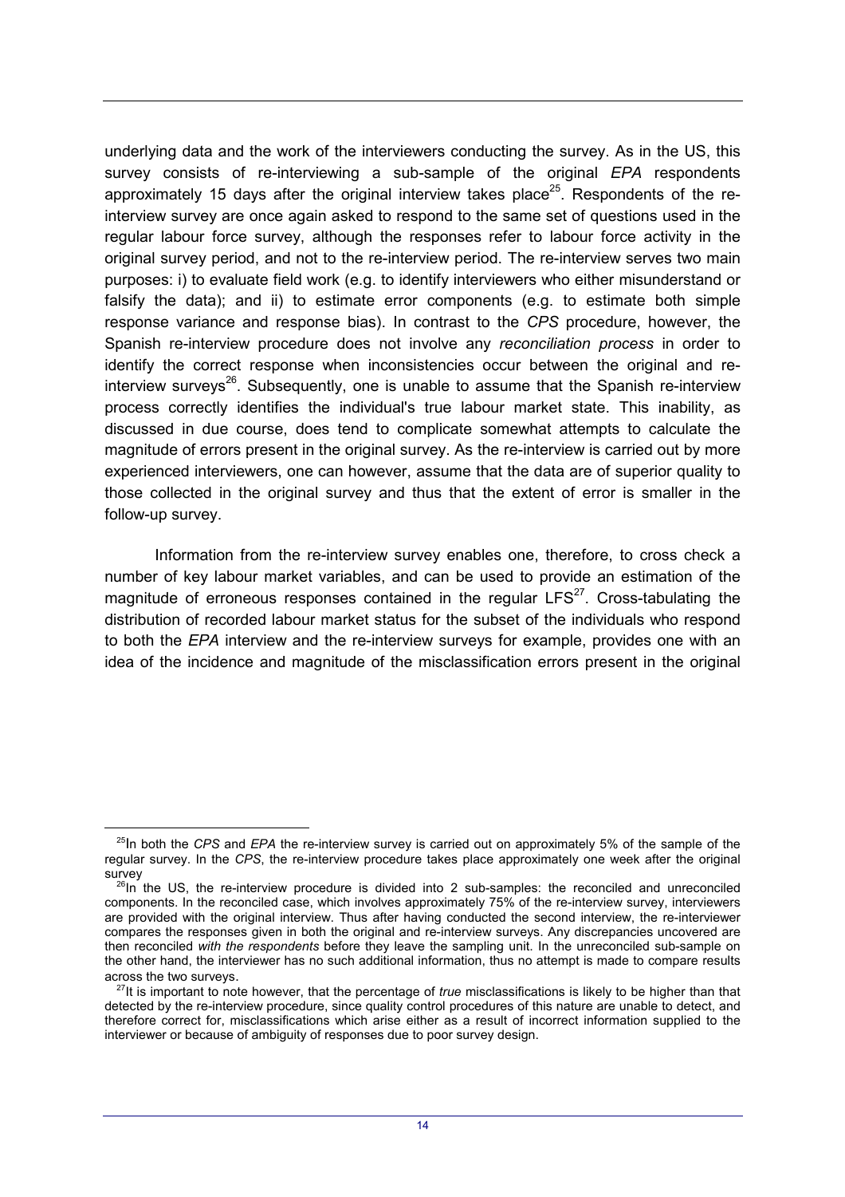underlying data and the work of the interviewers conducting the survey. As in the US, this survey consists of re-interviewing a sub-sample of the original *EPA* respondents approximately 15 days after the original interview takes place[25]. Respondents of the re-interview survey are once again asked to respond to the same set of questions used in the regular labour force survey, although the responses refer to labour force activity in the original survey period, and not to the re-interview period. The re-interview serves two main purposes: i) to evaluate field work (e.g. to identify interviewers who either misunderstand or falsify the data); and ii) to estimate error components (e.g. to estimate both simple response variance and response bias). In contrast to the *CPS* procedure, however, the Spanish re-interview procedure does not involve any *reconciliation process* in order to identify the correct response when inconsistencies occur between the original and re-interview surveys[26]. Subsequently, one is unable to assume that the Spanish re-interview process correctly identifies the individual's true labour market state. This inability, as discussed in due course, does tend to complicate somewhat attempts to calculate the magnitude of errors present in the original survey. As the re-interview is carried out by more experienced interviewers, one can however, assume that the data are of superior quality to those collected in the original survey and thus that the extent of error is smaller in the follow-up survey.

Information from the re-interview survey enables one, therefore, to cross check a number of key labour market variables, and can be used to provide an estimation of the magnitude of erroneous responses contained in the regular LFS[27]. Cross-tabulating the distribution of recorded labour market status for the subset of the individuals who respond to both the *EPA* interview and the re-interview surveys for example, provides one with an idea of the incidence and magnitude of the misclassification errors present in the original

---

[25] In both the *CPS* and *EPA* the re-interview survey is carried out on approximately 5% of the sample of the regular survey. In the *CPS*, the re-interview procedure takes place approximately one week after the original survey

[26] In the US, the re-interview procedure is divided into 2 sub-samples: the reconciled and unreconciled components. In the reconciled case, which involves approximately 75% of the re-interview survey, interviewers are provided with the original interview. Thus after having conducted the second interview, the re-interviewer compares the responses given in both the original and re-interview surveys. Any discrepancies uncovered are then reconciled *with the respondents* before they leave the sampling unit. In the unreconciled sub-sample on the other hand, the interviewer has no such additional information, thus no attempt is made to compare results across the two surveys.

[27] It is important to note however, that the percentage of *true* misclassifications is likely to be higher than that detected by the re-interview procedure, since quality control procedures of this nature are unable to detect, and therefore correct for, misclassifications which arise either as a result of incorrect information supplied to the interviewer or because of ambiguity of responses due to poor survey design.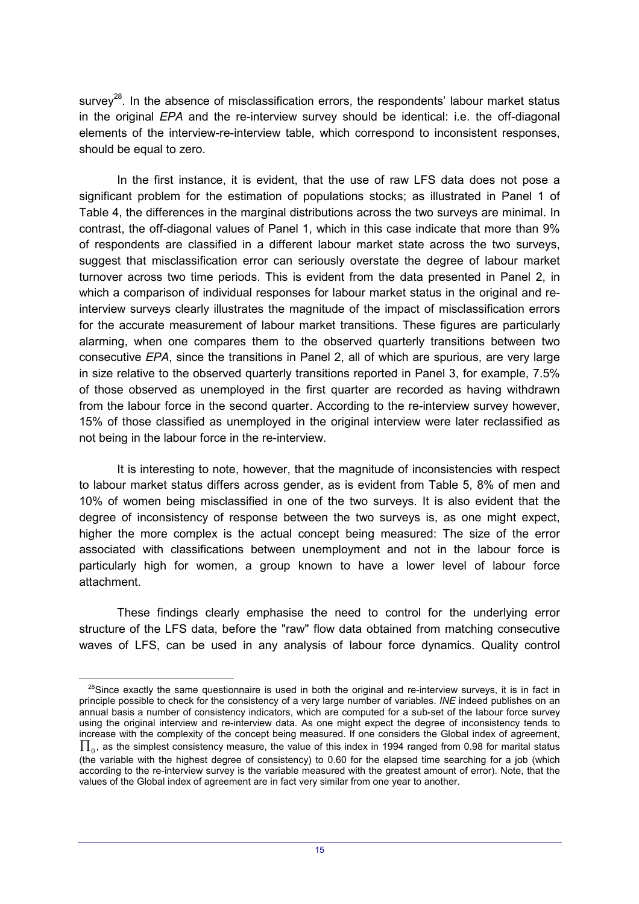survey[28]. In the absence of misclassification errors, the respondents' labour market status in the original *EPA* and the re-interview survey should be identical: i.e. the off-diagonal elements of the interview-re-interview table, which correspond to inconsistent responses, should be equal to zero.

In the first instance, it is evident, that the use of raw LFS data does not pose a significant problem for the estimation of populations stocks; as illustrated in Panel 1 of Table 4, the differences in the marginal distributions across the two surveys are minimal. In contrast, the off-diagonal values of Panel 1, which in this case indicate that more than 9% of respondents are classified in a different labour market state across the two surveys, suggest that misclassification error can seriously overstate the degree of labour market turnover across two time periods. This is evident from the data presented in Panel 2, in which a comparison of individual responses for labour market status in the original and re-interview surveys clearly illustrates the magnitude of the impact of misclassification errors for the accurate measurement of labour market transitions. These figures are particularly alarming, when one compares them to the observed quarterly transitions between two consecutive *EPA*, since the transitions in Panel 2, all of which are spurious, are very large in size relative to the observed quarterly transitions reported in Panel 3, for example, 7.5% of those observed as unemployed in the first quarter are recorded as having withdrawn from the labour force in the second quarter. According to the re-interview survey however, 15% of those classified as unemployed in the original interview were later reclassified as not being in the labour force in the re-interview.

It is interesting to note, however, that the magnitude of inconsistencies with respect to labour market status differs across gender, as is evident from Table 5, 8% of men and 10% of women being misclassified in one of the two surveys. It is also evident that the degree of inconsistency of response between the two surveys is, as one might expect, higher the more complex is the actual concept being measured: The size of the error associated with classifications between unemployment and not in the labour force is particularly high for women, a group known to have a lower level of labour force attachment.

These findings clearly emphasise the need to control for the underlying error structure of the LFS data, before the "raw" flow data obtained from matching consecutive waves of LFS, can be used in any analysis of labour force dynamics. Quality control

---

[28] Since exactly the same questionnaire is used in both the original and re-interview surveys, it is in fact in principle possible to check for the consistency of a very large number of variables. *INE* indeed publishes on an annual basis a number of consistency indicators, which are computed for a sub-set of the labour force survey using the original interview and re-interview data. As one might expect the degree of inconsistency tends to increase with the complexity of the concept being measured. If one considers the Global index of agreement, $\prod_0$, as the simplest consistency measure, the value of this index in 1994 ranged from 0.98 for marital status (the variable with the highest degree of consistency) to 0.60 for the elapsed time searching for a job (which according to the re-interview survey is the variable measured with the greatest amount of error). Note, that the values of the Global index of agreement are in fact very similar from one year to another.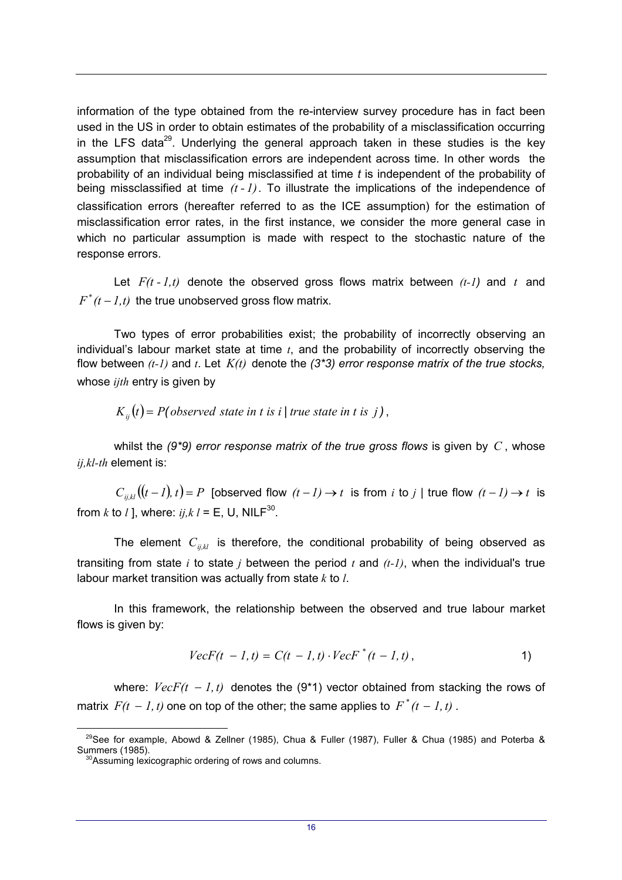information of the type obtained from the re-interview survey procedure has in fact been used in the US in order to obtain estimates of the probability of a misclassification occurring in the LFS data[29]. Underlying the general approach taken in these studies is the key assumption that misclassification errors are independent across time. In other words the probability of an individual being misclassified at time *t* is independent of the probability of being missclassified at time $(t-1)$. To illustrate the implications of the independence of classification errors (hereafter referred to as the ICE assumption) for the estimation of misclassification error rates, in the first instance, we consider the more general case in which no particular assumption is made with respect to the stochastic nature of the response errors.

Let $F(t-1,t)$ denote the observed gross flows matrix between $(t-1)$ and $t$ and $F^*(t-1,t)$ the true unobserved gross flow matrix.

Two types of error probabilities exist; the probability of incorrectly observing an individual's labour market state at time $t$, and the probability of incorrectly observing the flow between $(t-1)$ and $t$. Let $K(t)$ denote the *(3\*3) error response matrix of the true stocks,* whose *ijth* entry is given by

$$K_{ij}(t) = P(\textit{observed state in t is i} \mid \textit{true state in t is j}),$$

whilst the *(9\*9) error response matrix of the true gross flows* is given by $C$, whose *ij,kl-th* element is:

$C_{ij,kl}((t-1),t) = P$ [observed flow $(t-1) \rightarrow t$ is from $i$ to $j$ | true flow $(t-1) \rightarrow t$ is from $k$ to $l$ ], where: $ij,k\,l$ = E, U, NILF[30].

The element $C_{ij,kl}$ is therefore, the conditional probability of being observed as transiting from state $i$ to state $j$ between the period $t$ and $(t-1)$, when the individual's true labour market transition was actually from state $k$ to $l$.

In this framework, the relationship between the observed and true labour market flows is given by:

$$VecF(t-1,t) = C(t-1,t) \cdot VecF^*(t-1,t), \qquad 1)$$

where: $VecF(t-1,t)$ denotes the (9\*1) vector obtained from stacking the rows of matrix $F(t-1,t)$ one on top of the other; the same applies to $F^*(t-1,t)$.

---

[29] See for example, Abowd & Zellner (1985), Chua & Fuller (1987), Fuller & Chua (1985) and Poterba & Summers (1985).

[30] Assuming lexicographic ordering of rows and columns.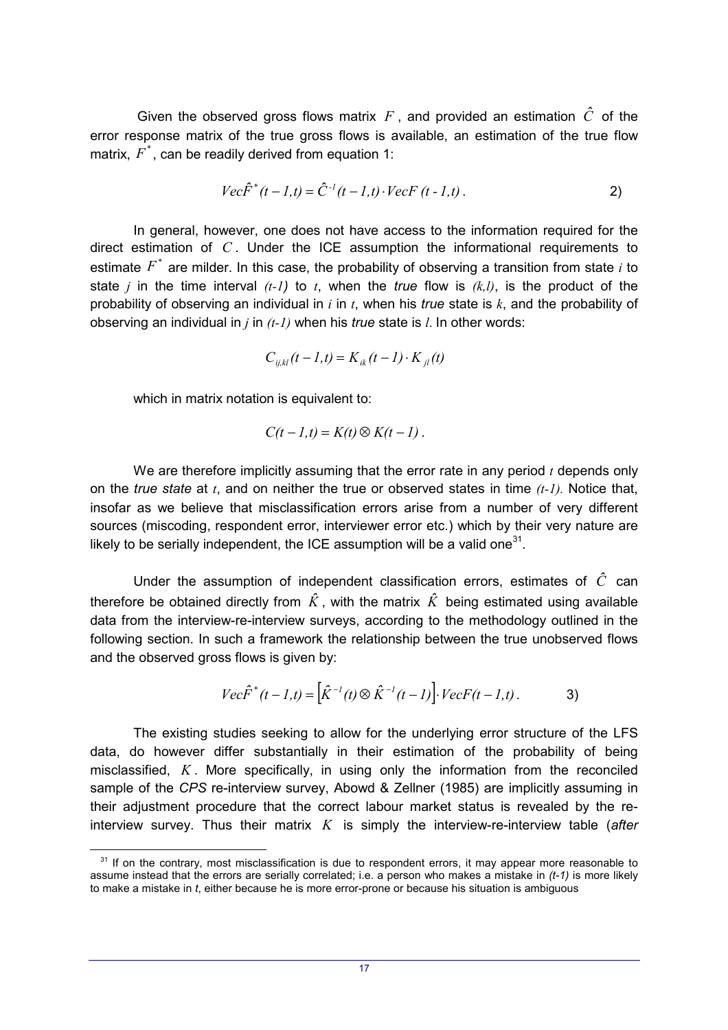Given the observed gross flows matrix $F$, and provided an estimation $\hat{C}$ of the error response matrix of the true gross flows is available, an estimation of the true flow matrix, $F^*$, can be readily derived from equation 1:

$$Vec\hat{F}^*(t-1,t) = \hat{C}^{-1}(t-1,t) \cdot VecF(t-1,t)\,. \qquad 2)$$

In general, however, one does not have access to the information required for the direct estimation of $C$. Under the ICE assumption the informational requirements to estimate $F^*$ are milder. In this case, the probability of observing a transition from state $i$ to state $j$ in the time interval $(t-1)$ to $t$, when the *true* flow is $(k,l)$, is the product of the probability of observing an individual in $i$ in $t$, when his *true* state is $k$, and the probability of observing an individual in $j$ in $(t-1)$ when his *true* state is $l$. In other words:

$$C_{ij,kl}(t-1,t) = K_{ik}(t-1) \cdot K_{jl}(t)$$

which in matrix notation is equivalent to:

$$C(t-1,t) = K(t) \otimes K(t-1)\,.$$

We are therefore implicitly assuming that the error rate in any period $t$ depends only on the *true state* at $t$, and on neither the true or observed states in time $(t-1)$. Notice that, insofar as we believe that misclassification errors arise from a number of very different sources (miscoding, respondent error, interviewer error etc.) which by their very nature are likely to be serially independent, the ICE assumption will be a valid one[31].

Under the assumption of independent classification errors, estimates of $\hat{C}$ can therefore be obtained directly from $\hat{K}$, with the matrix $\hat{K}$ being estimated using available data from the interview-re-interview surveys, according to the methodology outlined in the following section. In such a framework the relationship between the true unobserved flows and the observed gross flows is given by:

$$Vec\hat{F}^*(t-1,t) = \left[\hat{K}^{-1}(t) \otimes \hat{K}^{-1}(t-1)\right] \cdot VecF(t-1,t)\,. \qquad 3)$$

The existing studies seeking to allow for the underlying error structure of the LFS data, do however differ substantially in their estimation of the probability of being misclassified, $K$. More specifically, in using only the information from the reconciled sample of the *CPS* re-interview survey, Abowd & Zellner (1985) are implicitly assuming in their adjustment procedure that the correct labour market status is revealed by the re-interview survey. Thus their matrix $K$ is simply the interview-re-interview table (*after*

[31] If on the contrary, most misclassification is due to respondent errors, it may appear more reasonable to assume instead that the errors are serially correlated; i.e. a person who makes a mistake in *(t-1)* is more likely to make a mistake in *t*, either because he is more error-prone or because his situation is ambiguous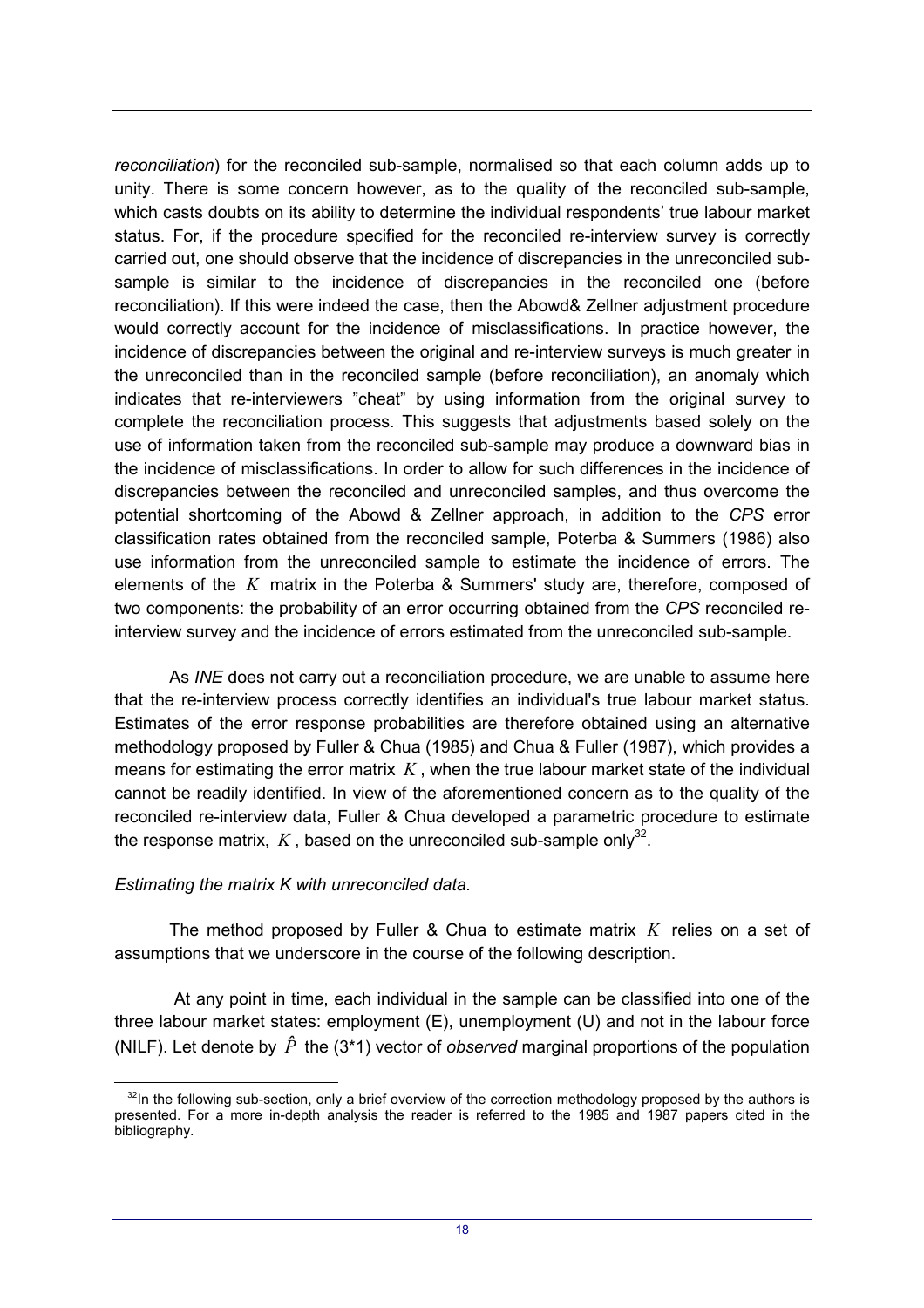*reconciliation*) for the reconciled sub-sample, normalised so that each column adds up to unity. There is some concern however, as to the quality of the reconciled sub-sample, which casts doubts on its ability to determine the individual respondents' true labour market status. For, if the procedure specified for the reconciled re-interview survey is correctly carried out, one should observe that the incidence of discrepancies in the unreconciled sub-sample is similar to the incidence of discrepancies in the reconciled one (before reconciliation). If this were indeed the case, then the Abowd& Zellner adjustment procedure would correctly account for the incidence of misclassifications. In practice however, the incidence of discrepancies between the original and re-interview surveys is much greater in the unreconciled than in the reconciled sample (before reconciliation), an anomaly which indicates that re-interviewers "cheat" by using information from the original survey to complete the reconciliation process. This suggests that adjustments based solely on the use of information taken from the reconciled sub-sample may produce a downward bias in the incidence of misclassifications. In order to allow for such differences in the incidence of discrepancies between the reconciled and unreconciled samples, and thus overcome the potential shortcoming of the Abowd & Zellner approach, in addition to the *CPS* error classification rates obtained from the reconciled sample, Poterba & Summers (1986) also use information from the unreconciled sample to estimate the incidence of errors. The elements of the $K$ matrix in the Poterba & Summers' study are, therefore, composed of two components: the probability of an error occurring obtained from the *CPS* reconciled re-interview survey and the incidence of errors estimated from the unreconciled sub-sample.

As *INE* does not carry out a reconciliation procedure, we are unable to assume here that the re-interview process correctly identifies an individual's true labour market status. Estimates of the error response probabilities are therefore obtained using an alternative methodology proposed by Fuller & Chua (1985) and Chua & Fuller (1987), which provides a means for estimating the error matrix $K$, when the true labour market state of the individual cannot be readily identified. In view of the aforementioned concern as to the quality of the reconciled re-interview data, Fuller & Chua developed a parametric procedure to estimate the response matrix, $K$, based on the unreconciled sub-sample only[32].

*Estimating the matrix K with unreconciled data.*

The method proposed by Fuller & Chua to estimate matrix $K$ relies on a set of assumptions that we underscore in the course of the following description.

At any point in time, each individual in the sample can be classified into one of the three labour market states: employment (E), unemployment (U) and not in the labour force (NILF). Let denote by $\hat{P}$ the (3*1) vector of *observed* marginal proportions of the population

[32] In the following sub-section, only a brief overview of the correction methodology proposed by the authors is presented. For a more in-depth analysis the reader is referred to the 1985 and 1987 papers cited in the bibliography.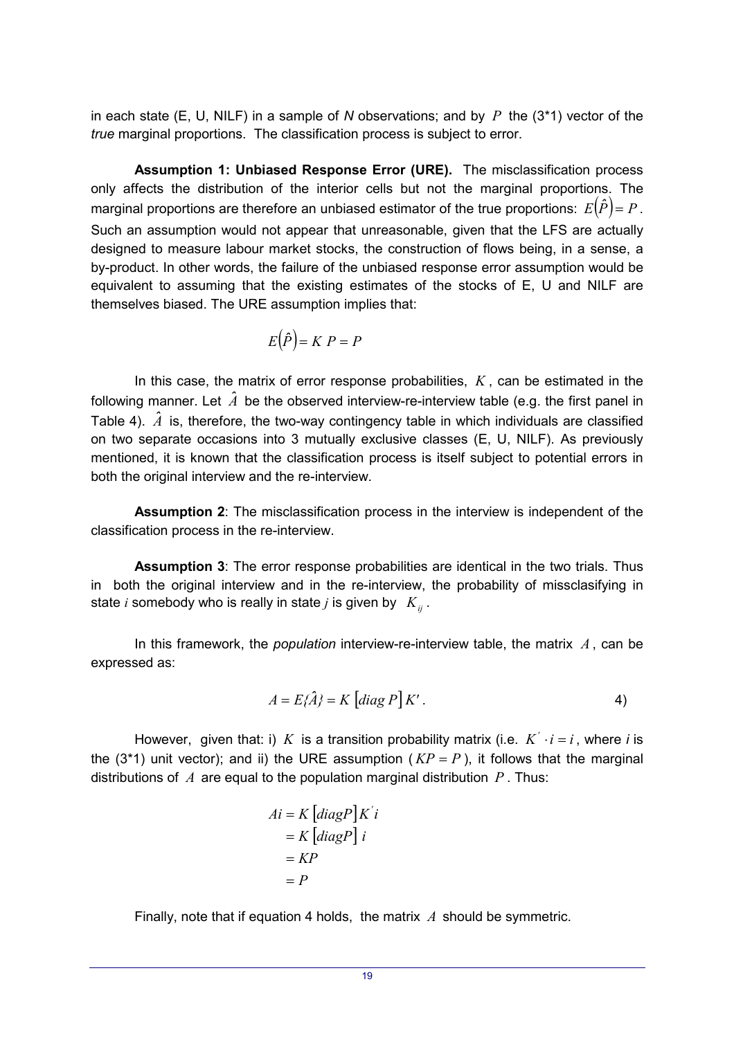in each state (E, U, NILF) in a sample of *N* observations; and by $P$ the (3*1) vector of the *true* marginal proportions. The classification process is subject to error.

**Assumption 1: Unbiased Response Error (URE).** The misclassification process only affects the distribution of the interior cells but not the marginal proportions. The marginal proportions are therefore an unbiased estimator of the true proportions: $E(\hat{P}) = P$. Such an assumption would not appear that unreasonable, given that the LFS are actually designed to measure labour market stocks, the construction of flows being, in a sense, a by-product. In other words, the failure of the unbiased response error assumption would be equivalent to assuming that the existing estimates of the stocks of E, U and NILF are themselves biased. The URE assumption implies that:

$$E(\hat{P}) = K\ P = P$$

In this case, the matrix of error response probabilities, $K$, can be estimated in the following manner. Let $\hat{A}$ be the observed interview-re-interview table (e.g. the first panel in Table 4). $\hat{A}$ is, therefore, the two-way contingency table in which individuals are classified on two separate occasions into 3 mutually exclusive classes (E, U, NILF). As previously mentioned, it is known that the classification process is itself subject to potential errors in both the original interview and the re-interview.

**Assumption 2**: The misclassification process in the interview is independent of the classification process in the re-interview.

**Assumption 3**: The error response probabilities are identical in the two trials. Thus in both the original interview and in the re-interview, the probability of missclasifying in state $i$ somebody who is really in state $j$ is given by $K_{ij}$.

In this framework, the *population* interview-re-interview table, the matrix $A$, can be expressed as:

$$A = E\{\hat{A}\} = K\left[diag\ P\right]K'. \qquad 4)$$

However, given that: i) $K$ is a transition probability matrix (i.e. $K' \cdot i = i$, where *i* is the (3*1) unit vector); and ii) the URE assumption ($KP = P$), it follows that the marginal distributions of $A$ are equal to the population marginal distribution $P$. Thus:

$$\begin{aligned} Ai &= K\left[diagP\right]K'i \\ &= K\left[diagP\right]i \\ &= KP \\ &= P \end{aligned}$$

Finally, note that if equation 4 holds, the matrix $A$ should be symmetric.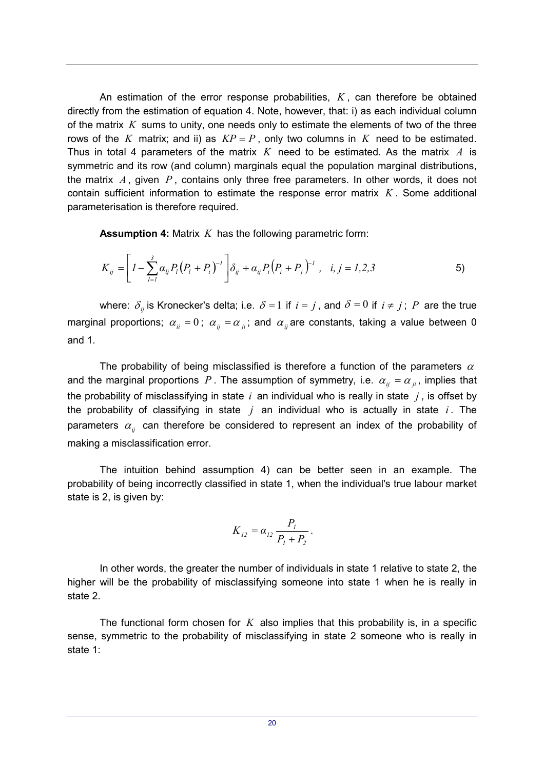An estimation of the error response probabilities, $K$, can therefore be obtained directly from the estimation of equation 4. Note, however, that: i) as each individual column of the matrix $K$ sums to unity, one needs only to estimate the elements of two of the three rows of the $K$ matrix; and ii) as $KP = P$, only two columns in $K$ need to be estimated. Thus in total 4 parameters of the matrix $K$ need to be estimated. As the matrix $A$ is symmetric and its row (and column) marginals equal the population marginal distributions, the matrix $A$, given $P$, contains only three free parameters. In other words, it does not contain sufficient information to estimate the response error matrix $K$. Some additional parameterisation is therefore required.

**Assumption 4:** Matrix $K$ has the following parametric form:

$$K_{ij} = \left[ 1 - \sum_{l=1}^{3} \alpha_{lj} P_l \left( P_l + P_i \right)^{-1} \right] \delta_{ij} + \alpha_{ij} P_i \left( P_i + P_j \right)^{-1}, \quad i,j = 1,2,3 \qquad 5)$$

where: $\delta_{ij}$ is Kronecker's delta; i.e. $\delta = 1$ if $i = j$, and $\delta = 0$ if $i \neq j$; $P$ are the true marginal proportions; $\alpha_{ii} = 0$; $\alpha_{ij} = \alpha_{ji}$; and $\alpha_{ij}$ are constants, taking a value between 0 and 1.

The probability of being misclassified is therefore a function of the parameters $\alpha$ and the marginal proportions $P$. The assumption of symmetry, i.e. $\alpha_{ij} = \alpha_{ji}$, implies that the probability of misclassifying in state $i$ an individual who is really in state $j$, is offset by the probability of classifying in state $j$ an individual who is actually in state $i$. The parameters $\alpha_{ij}$ can therefore be considered to represent an index of the probability of making a misclassification error.

The intuition behind assumption 4) can be better seen in an example. The probability of being incorrectly classified in state 1, when the individual's true labour market state is 2, is given by:

$$K_{12} = \alpha_{12} \frac{P_1}{P_1 + P_2}.$$

In other words, the greater the number of individuals in state 1 relative to state 2, the higher will be the probability of misclassifying someone into state 1 when he is really in state 2.

The functional form chosen for $K$ also implies that this probability is, in a specific sense, symmetric to the probability of misclassifying in state 2 someone who is really in state 1: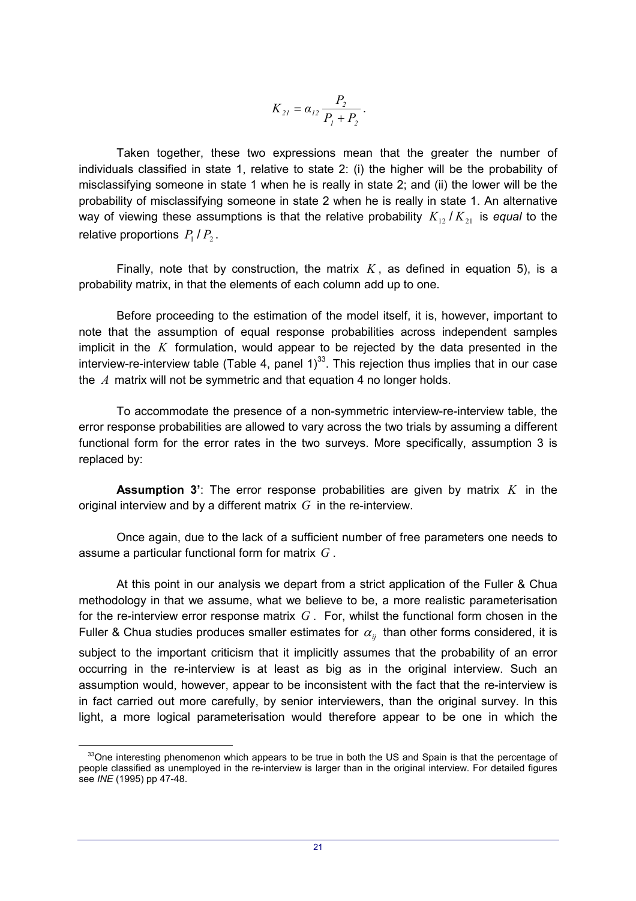$$K_{21} = \alpha_{12} \frac{P_2}{P_1 + P_2}.$$

Taken together, these two expressions mean that the greater the number of individuals classified in state 1, relative to state 2: (i) the higher will be the probability of misclassifying someone in state 1 when he is really in state 2; and (ii) the lower will be the probability of misclassifying someone in state 2 when he is really in state 1. An alternative way of viewing these assumptions is that the relative probability $K_{12} / K_{21}$ is *equal* to the relative proportions $P_1 / P_2$.

Finally, note that by construction, the matrix $K$, as defined in equation 5), is a probability matrix, in that the elements of each column add up to one.

Before proceeding to the estimation of the model itself, it is, however, important to note that the assumption of equal response probabilities across independent samples implicit in the $K$ formulation, would appear to be rejected by the data presented in the interview-re-interview table (Table 4, panel 1)[33]. This rejection thus implies that in our case the $A$ matrix will not be symmetric and that equation 4 no longer holds.

To accommodate the presence of a non-symmetric interview-re-interview table, the error response probabilities are allowed to vary across the two trials by assuming a different functional form for the error rates in the two surveys. More specifically, assumption 3 is replaced by:

**Assumption 3'**: The error response probabilities are given by matrix $K$ in the original interview and by a different matrix $G$ in the re-interview.

Once again, due to the lack of a sufficient number of free parameters one needs to assume a particular functional form for matrix $G$.

At this point in our analysis we depart from a strict application of the Fuller & Chua methodology in that we assume, what we believe to be, a more realistic parameterisation for the re-interview error response matrix $G$. For, whilst the functional form chosen in the Fuller & Chua studies produces smaller estimates for $\alpha_{ij}$ than other forms considered, it is subject to the important criticism that it implicitly assumes that the probability of an error occurring in the re-interview is at least as big as in the original interview. Such an assumption would, however, appear to be inconsistent with the fact that the re-interview is in fact carried out more carefully, by senior interviewers, than the original survey. In this light, a more logical parameterisation would therefore appear to be one in which the

[33] One interesting phenomenon which appears to be true in both the US and Spain is that the percentage of people classified as unemployed in the re-interview is larger than in the original interview. For detailed figures see *INE* (1995) pp 47-48.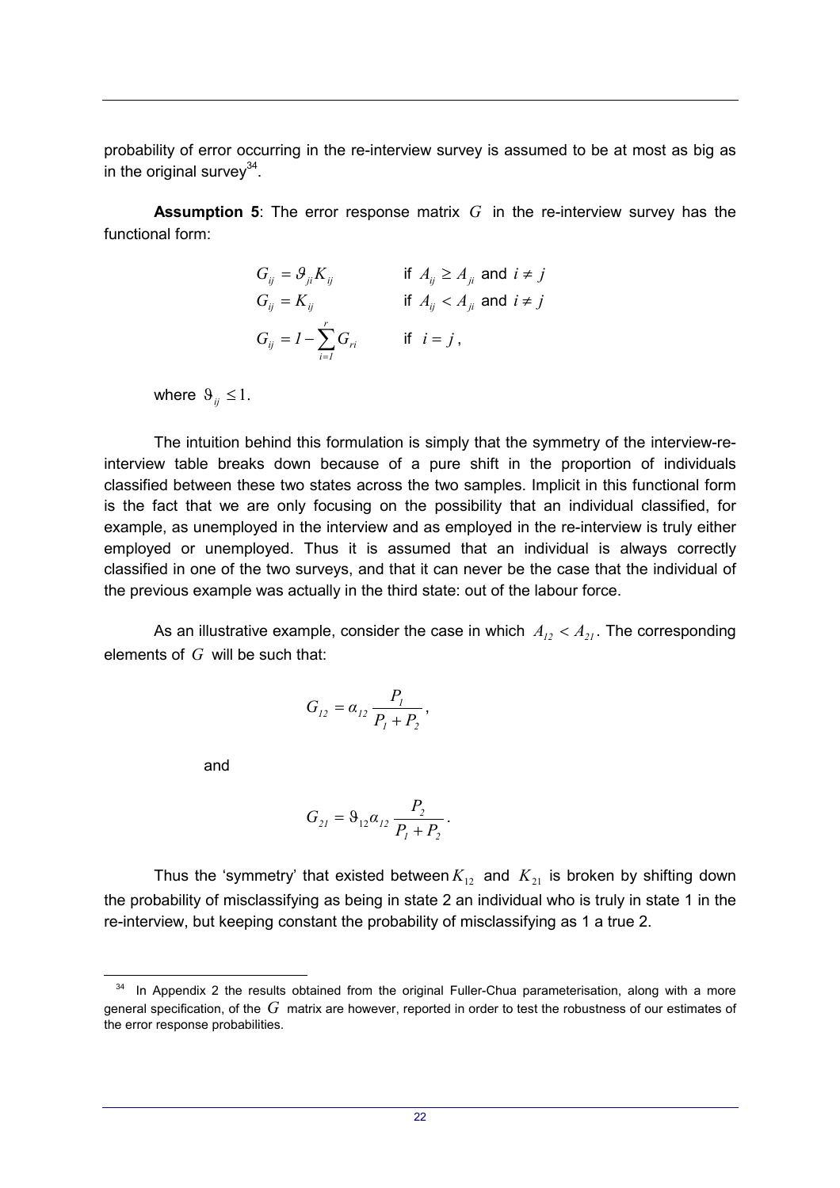probability of error occurring in the re-interview survey is assumed to be at most as big as in the original survey[34].

**Assumption 5**: The error response matrix $G$ in the re-interview survey has the functional form:

$$
\begin{aligned}
G_{ij} &= \vartheta_{ji} K_{ij} && \text{if } A_{ij} \geq A_{ji} \text{ and } i \neq j \\
G_{ij} &= K_{ij} && \text{if } A_{ij} < A_{ji} \text{ and } i \neq j \\
G_{ij} &= 1 - \sum_{i=1}^{r} G_{ri} && \text{if } i = j,
\end{aligned}
$$

where $\vartheta_{ij} \leq 1$.

The intuition behind this formulation is simply that the symmetry of the interview-re-interview table breaks down because of a pure shift in the proportion of individuals classified between these two states across the two samples. Implicit in this functional form is the fact that we are only focusing on the possibility that an individual classified, for example, as unemployed in the interview and as employed in the re-interview is truly either employed or unemployed. Thus it is assumed that an individual is always correctly classified in one of the two surveys, and that it can never be the case that the individual of the previous example was actually in the third state: out of the labour force.

As an illustrative example, consider the case in which $A_{12} < A_{21}$. The corresponding elements of $G$ will be such that:

$$
G_{12} = \alpha_{12} \frac{P_1}{P_1 + P_2},
$$

and

$$
G_{21} = \vartheta_{12} \alpha_{12} \frac{P_2}{P_1 + P_2}.
$$

Thus the 'symmetry' that existed between $K_{12}$ and $K_{21}$ is broken by shifting down the probability of misclassifying as being in state 2 an individual who is truly in state 1 in the re-interview, but keeping constant the probability of misclassifying as 1 a true 2.

---

[34] In Appendix 2 the results obtained from the original Fuller-Chua parameterisation, along with a more general specification, of the $G$ matrix are however, reported in order to test the robustness of our estimates of the error response probabilities.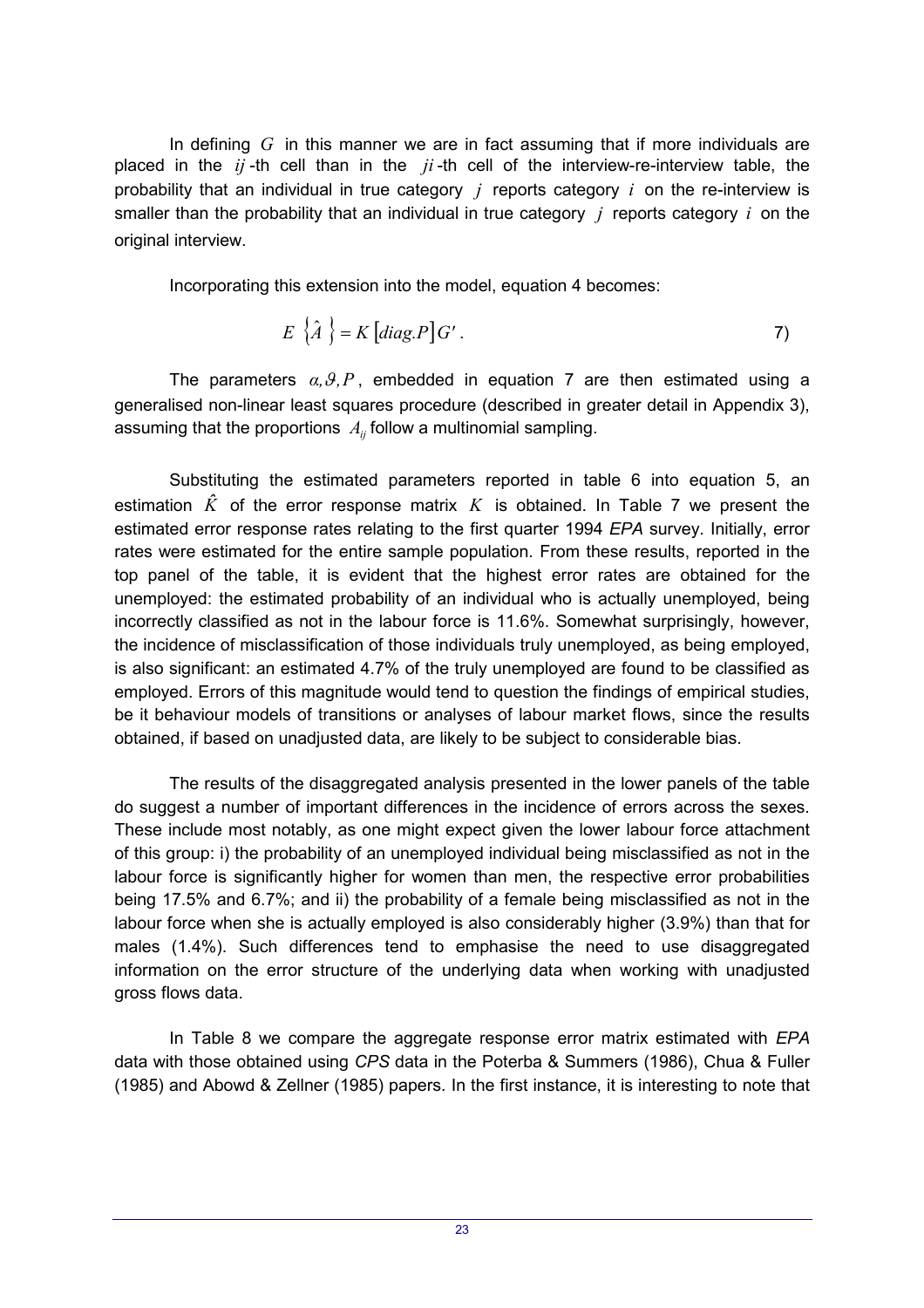In defining $G$ in this manner we are in fact assuming that if more individuals are placed in the $ij$-th cell than in the $ji$-th cell of the interview-re-interview table, the probability that an individual in true category $j$ reports category $i$ on the re-interview is smaller than the probability that an individual in true category $j$ reports category $i$ on the original interview.

Incorporating this extension into the model, equation 4 becomes:

$$E\left\{\hat{A}\right\} = K\left[diag.P\right]G'. \tag{7}$$

The parameters $\alpha, \vartheta, P$, embedded in equation 7 are then estimated using a generalised non-linear least squares procedure (described in greater detail in Appendix 3), assuming that the proportions $A_{ij}$ follow a multinomial sampling.

Substituting the estimated parameters reported in table 6 into equation 5, an estimation $\hat{K}$ of the error response matrix $K$ is obtained. In Table 7 we present the estimated error response rates relating to the first quarter 1994 *EPA* survey. Initially, error rates were estimated for the entire sample population. From these results, reported in the top panel of the table, it is evident that the highest error rates are obtained for the unemployed: the estimated probability of an individual who is actually unemployed, being incorrectly classified as not in the labour force is 11.6%. Somewhat surprisingly, however, the incidence of misclassification of those individuals truly unemployed, as being employed, is also significant: an estimated 4.7% of the truly unemployed are found to be classified as employed. Errors of this magnitude would tend to question the findings of empirical studies, be it behaviour models of transitions or analyses of labour market flows, since the results obtained, if based on unadjusted data, are likely to be subject to considerable bias.

The results of the disaggregated analysis presented in the lower panels of the table do suggest a number of important differences in the incidence of errors across the sexes. These include most notably, as one might expect given the lower labour force attachment of this group: i) the probability of an unemployed individual being misclassified as not in the labour force is significantly higher for women than men, the respective error probabilities being 17.5% and 6.7%; and ii) the probability of a female being misclassified as not in the labour force when she is actually employed is also considerably higher (3.9%) than that for males (1.4%). Such differences tend to emphasise the need to use disaggregated information on the error structure of the underlying data when working with unadjusted gross flows data.

In Table 8 we compare the aggregate response error matrix estimated with *EPA* data with those obtained using *CPS* data in the Poterba & Summers (1986), Chua & Fuller (1985) and Abowd & Zellner (1985) papers. In the first instance, it is interesting to note that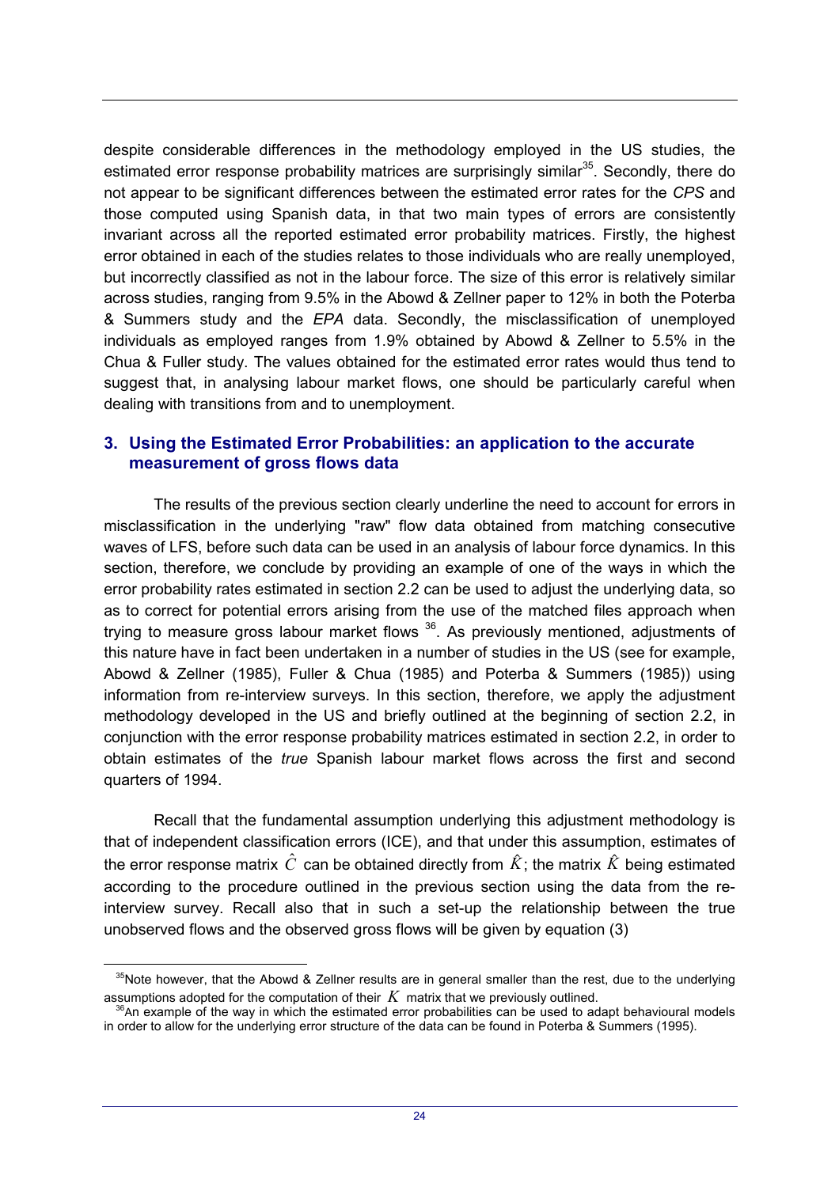despite considerable differences in the methodology employed in the US studies, the estimated error response probability matrices are surprisingly similar[35]. Secondly, there do not appear to be significant differences between the estimated error rates for the *CPS* and those computed using Spanish data, in that two main types of errors are consistently invariant across all the reported estimated error probability matrices. Firstly, the highest error obtained in each of the studies relates to those individuals who are really unemployed, but incorrectly classified as not in the labour force. The size of this error is relatively similar across studies, ranging from 9.5% in the Abowd & Zellner paper to 12% in both the Poterba & Summers study and the *EPA* data. Secondly, the misclassification of unemployed individuals as employed ranges from 1.9% obtained by Abowd & Zellner to 5.5% in the Chua & Fuller study. The values obtained for the estimated error rates would thus tend to suggest that, in analysing labour market flows, one should be particularly careful when dealing with transitions from and to unemployment.

## 3. Using the Estimated Error Probabilities: an application to the accurate measurement of gross flows data

The results of the previous section clearly underline the need to account for errors in misclassification in the underlying "raw" flow data obtained from matching consecutive waves of LFS, before such data can be used in an analysis of labour force dynamics. In this section, therefore, we conclude by providing an example of one of the ways in which the error probability rates estimated in section 2.2 can be used to adjust the underlying data, so as to correct for potential errors arising from the use of the matched files approach when trying to measure gross labour market flows [36]. As previously mentioned, adjustments of this nature have in fact been undertaken in a number of studies in the US (see for example, Abowd & Zellner (1985), Fuller & Chua (1985) and Poterba & Summers (1985)) using information from re-interview surveys. In this section, therefore, we apply the adjustment methodology developed in the US and briefly outlined at the beginning of section 2.2, in conjunction with the error response probability matrices estimated in section 2.2, in order to obtain estimates of the *true* Spanish labour market flows across the first and second quarters of 1994.

Recall that the fundamental assumption underlying this adjustment methodology is that of independent classification errors (ICE), and that under this assumption, estimates of the error response matrix $\hat{C}$ can be obtained directly from $\hat{K}$; the matrix $\hat{K}$ being estimated according to the procedure outlined in the previous section using the data from the re-interview survey. Recall also that in such a set-up the relationship between the true unobserved flows and the observed gross flows will be given by equation (3)

---

[35] Note however, that the Abowd & Zellner results are in general smaller than the rest, due to the underlying assumptions adopted for the computation of their $K$ matrix that we previously outlined.

[36] An example of the way in which the estimated error probabilities can be used to adapt behavioural models in order to allow for the underlying error structure of the data can be found in Poterba & Summers (1995).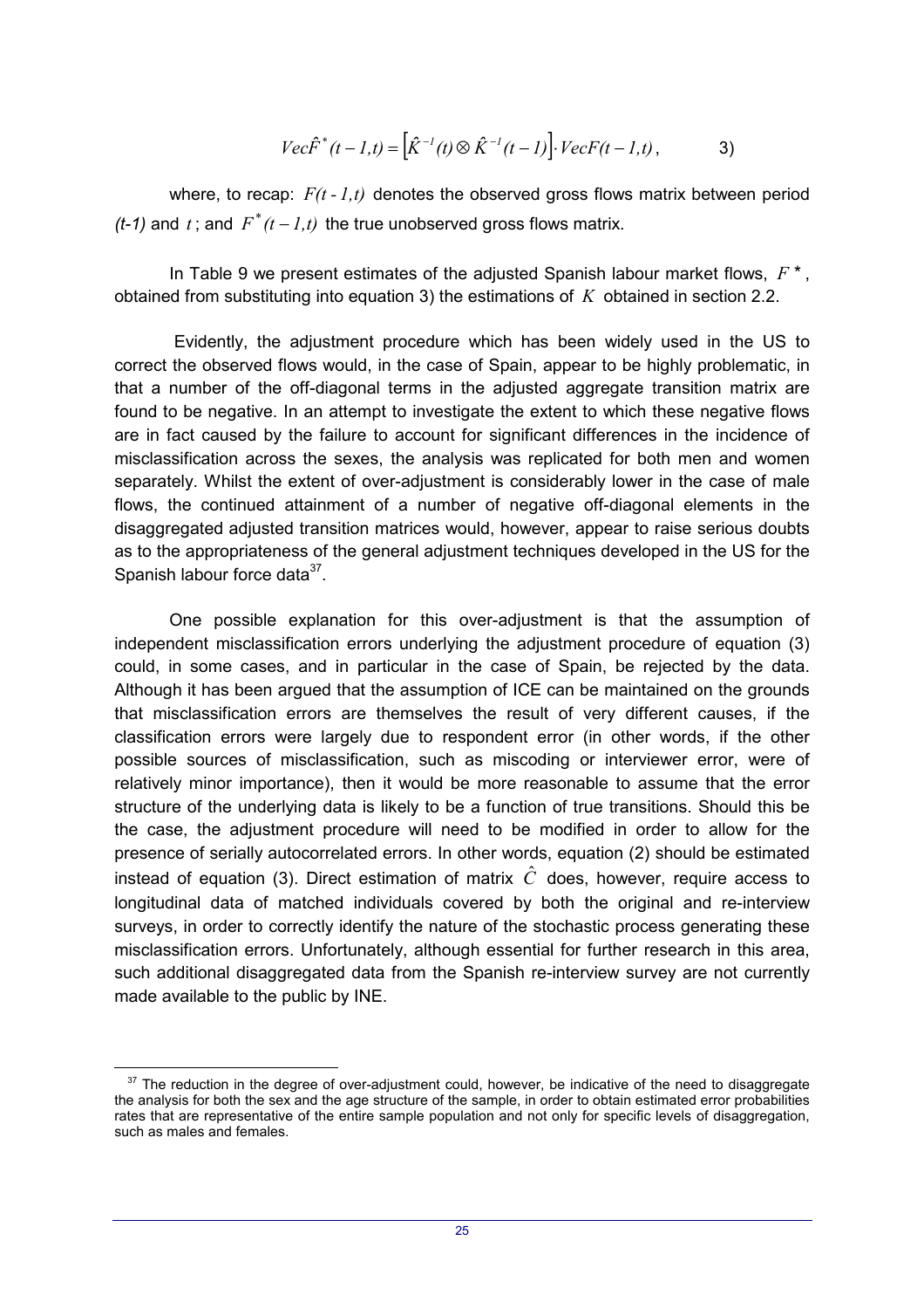$$Vec\hat{F}^{*}(t-1,t)=\left[\hat{K}^{-1}(t)\otimes\hat{K}^{-1}(t-1)\right]\cdot VecF(t-1,t)\,,\qquad 3)$$

where, to recap: $F(t-1,t)$ denotes the observed gross flows matrix between period *(t-1)* and $t$; and $F^{*}(t-1,t)$ the true unobserved gross flows matrix.

In Table 9 we present estimates of the adjusted Spanish labour market flows, $F^{*}$, obtained from substituting into equation 3) the estimations of $K$ obtained in section 2.2.

Evidently, the adjustment procedure which has been widely used in the US to correct the observed flows would, in the case of Spain, appear to be highly problematic, in that a number of the off-diagonal terms in the adjusted aggregate transition matrix are found to be negative. In an attempt to investigate the extent to which these negative flows are in fact caused by the failure to account for significant differences in the incidence of misclassification across the sexes, the analysis was replicated for both men and women separately. Whilst the extent of over-adjustment is considerably lower in the case of male flows, the continued attainment of a number of negative off-diagonal elements in the disaggregated adjusted transition matrices would, however, appear to raise serious doubts as to the appropriateness of the general adjustment techniques developed in the US for the Spanish labour force data[37].

One possible explanation for this over-adjustment is that the assumption of independent misclassification errors underlying the adjustment procedure of equation (3) could, in some cases, and in particular in the case of Spain, be rejected by the data. Although it has been argued that the assumption of ICE can be maintained on the grounds that misclassification errors are themselves the result of very different causes, if the classification errors were largely due to respondent error (in other words, if the other possible sources of misclassification, such as miscoding or interviewer error, were of relatively minor importance), then it would be more reasonable to assume that the error structure of the underlying data is likely to be a function of true transitions. Should this be the case, the adjustment procedure will need to be modified in order to allow for the presence of serially autocorrelated errors. In other words, equation (2) should be estimated instead of equation (3). Direct estimation of matrix $\hat{C}$ does, however, require access to longitudinal data of matched individuals covered by both the original and re-interview surveys, in order to correctly identify the nature of the stochastic process generating these misclassification errors. Unfortunately, although essential for further research in this area, such additional disaggregated data from the Spanish re-interview survey are not currently made available to the public by INE.

[37] The reduction in the degree of over-adjustment could, however, be indicative of the need to disaggregate the analysis for both the sex and the age structure of the sample, in order to obtain estimated error probabilities rates that are representative of the entire sample population and not only for specific levels of disaggregation, such as males and females.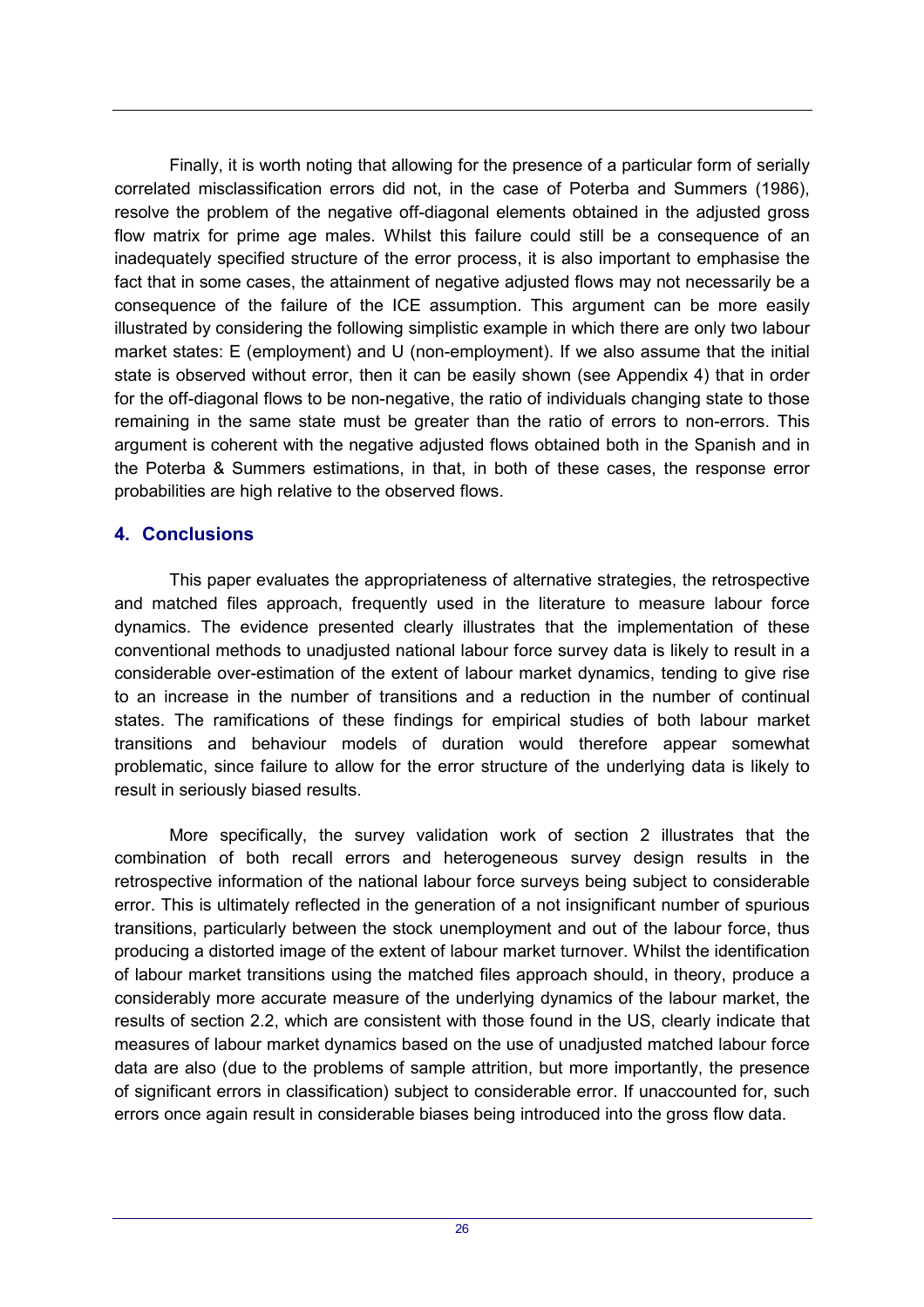Finally, it is worth noting that allowing for the presence of a particular form of serially correlated misclassification errors did not, in the case of Poterba and Summers (1986), resolve the problem of the negative off-diagonal elements obtained in the adjusted gross flow matrix for prime age males. Whilst this failure could still be a consequence of an inadequately specified structure of the error process, it is also important to emphasise the fact that in some cases, the attainment of negative adjusted flows may not necessarily be a consequence of the failure of the ICE assumption. This argument can be more easily illustrated by considering the following simplistic example in which there are only two labour market states: E (employment) and U (non-employment). If we also assume that the initial state is observed without error, then it can be easily shown (see Appendix 4) that in order for the off-diagonal flows to be non-negative, the ratio of individuals changing state to those remaining in the same state must be greater than the ratio of errors to non-errors. This argument is coherent with the negative adjusted flows obtained both in the Spanish and in the Poterba & Summers estimations, in that, in both of these cases, the response error probabilities are high relative to the observed flows.

## 4. Conclusions

This paper evaluates the appropriateness of alternative strategies, the retrospective and matched files approach, frequently used in the literature to measure labour force dynamics. The evidence presented clearly illustrates that the implementation of these conventional methods to unadjusted national labour force survey data is likely to result in a considerable over-estimation of the extent of labour market dynamics, tending to give rise to an increase in the number of transitions and a reduction in the number of continual states. The ramifications of these findings for empirical studies of both labour market transitions and behaviour models of duration would therefore appear somewhat problematic, since failure to allow for the error structure of the underlying data is likely to result in seriously biased results.

More specifically, the survey validation work of section 2 illustrates that the combination of both recall errors and heterogeneous survey design results in the retrospective information of the national labour force surveys being subject to considerable error. This is ultimately reflected in the generation of a not insignificant number of spurious transitions, particularly between the stock unemployment and out of the labour force, thus producing a distorted image of the extent of labour market turnover. Whilst the identification of labour market transitions using the matched files approach should, in theory, produce a considerably more accurate measure of the underlying dynamics of the labour market, the results of section 2.2, which are consistent with those found in the US, clearly indicate that measures of labour market dynamics based on the use of unadjusted matched labour force data are also (due to the problems of sample attrition, but more importantly, the presence of significant errors in classification) subject to considerable error. If unaccounted for, such errors once again result in considerable biases being introduced into the gross flow data.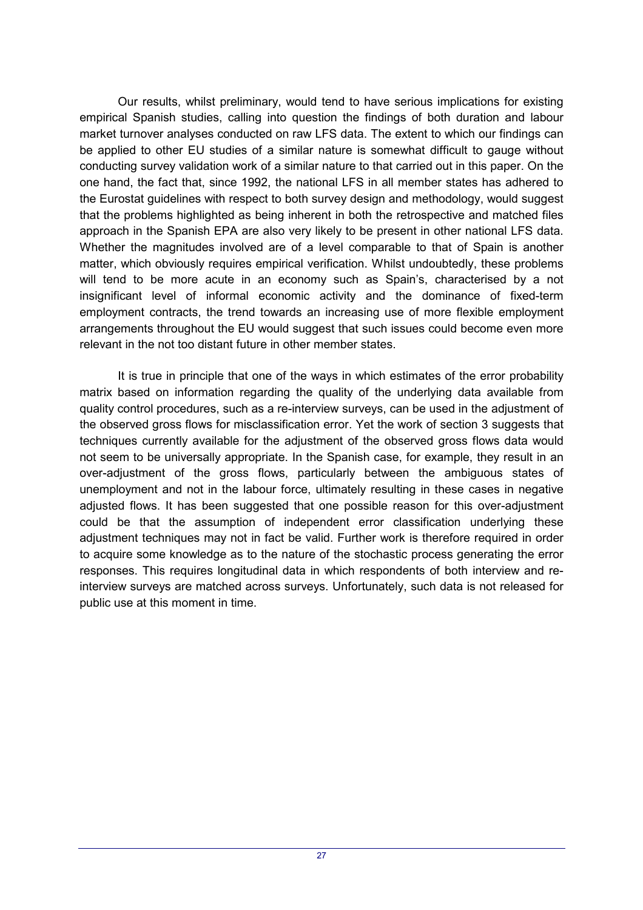Our results, whilst preliminary, would tend to have serious implications for existing empirical Spanish studies, calling into question the findings of both duration and labour market turnover analyses conducted on raw LFS data. The extent to which our findings can be applied to other EU studies of a similar nature is somewhat difficult to gauge without conducting survey validation work of a similar nature to that carried out in this paper. On the one hand, the fact that, since 1992, the national LFS in all member states has adhered to the Eurostat guidelines with respect to both survey design and methodology, would suggest that the problems highlighted as being inherent in both the retrospective and matched files approach in the Spanish EPA are also very likely to be present in other national LFS data. Whether the magnitudes involved are of a level comparable to that of Spain is another matter, which obviously requires empirical verification. Whilst undoubtedly, these problems will tend to be more acute in an economy such as Spain's, characterised by a not insignificant level of informal economic activity and the dominance of fixed-term employment contracts, the trend towards an increasing use of more flexible employment arrangements throughout the EU would suggest that such issues could become even more relevant in the not too distant future in other member states.

It is true in principle that one of the ways in which estimates of the error probability matrix based on information regarding the quality of the underlying data available from quality control procedures, such as a re-interview surveys, can be used in the adjustment of the observed gross flows for misclassification error. Yet the work of section 3 suggests that techniques currently available for the adjustment of the observed gross flows data would not seem to be universally appropriate. In the Spanish case, for example, they result in an over-adjustment of the gross flows, particularly between the ambiguous states of unemployment and not in the labour force, ultimately resulting in these cases in negative adjusted flows. It has been suggested that one possible reason for this over-adjustment could be that the assumption of independent error classification underlying these adjustment techniques may not in fact be valid. Further work is therefore required in order to acquire some knowledge as to the nature of the stochastic process generating the error responses. This requires longitudinal data in which respondents of both interview and re-interview surveys are matched across surveys. Unfortunately, such data is not released for public use at this moment in time.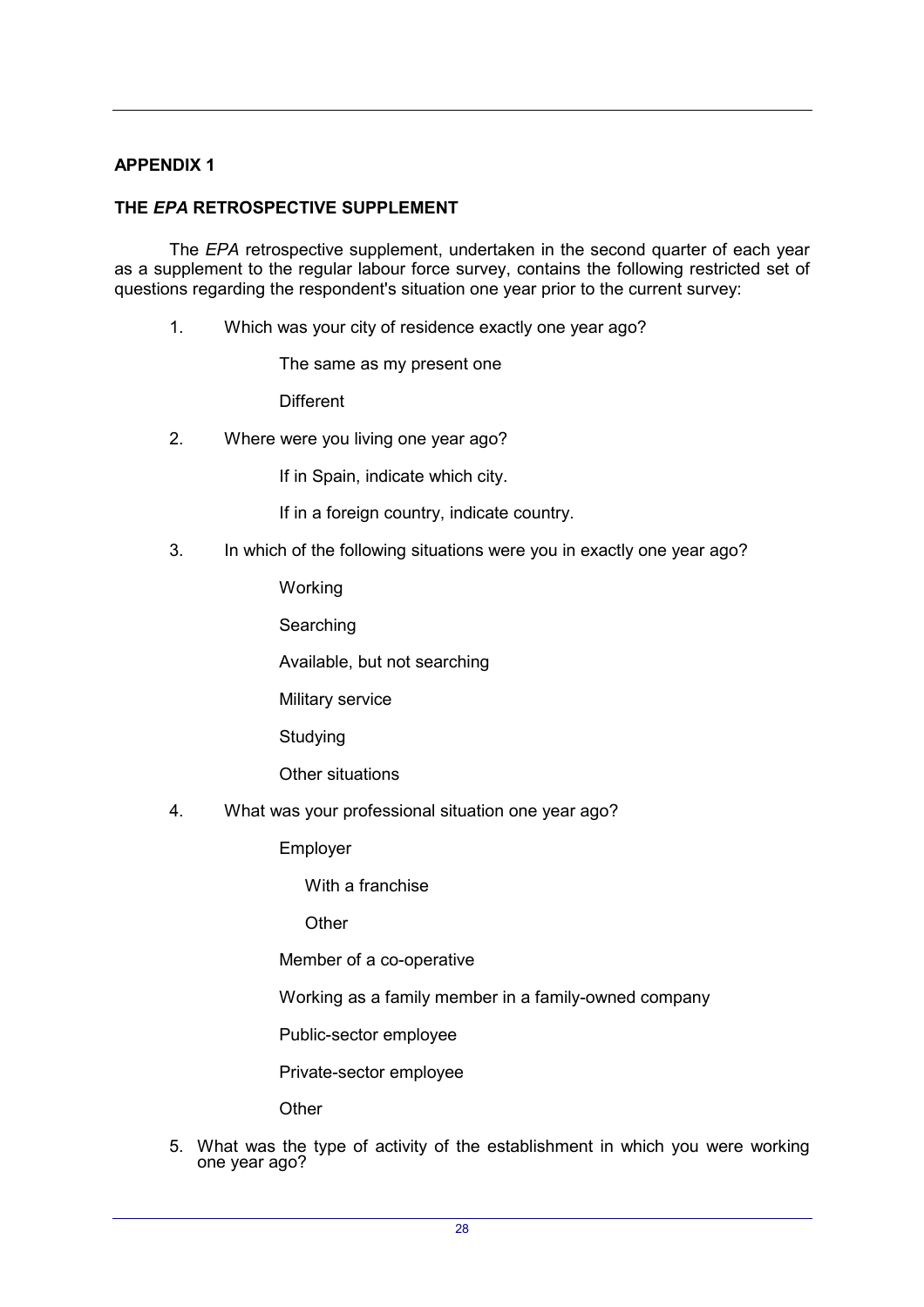## APPENDIX 1

### THE *EPA* RETROSPECTIVE SUPPLEMENT

The *EPA* retrospective supplement, undertaken in the second quarter of each year as a supplement to the regular labour force survey, contains the following restricted set of questions regarding the respondent's situation one year prior to the current survey:

1. Which was your city of residence exactly one year ago?

   The same as my present one

   Different

2. Where were you living one year ago?

   If in Spain, indicate which city.

   If in a foreign country, indicate country.

3. In which of the following situations were you in exactly one year ago?

   Working

   Searching

   Available, but not searching

   Military service

   Studying

   Other situations

4. What was your professional situation one year ago?

   Employer

   - With a franchise
   - Other

   Member of a co-operative

   Working as a family member in a family-owned company

   Public-sector employee

   Private-sector employee

   Other

5. What was the type of activity of the establishment in which you were working one year ago?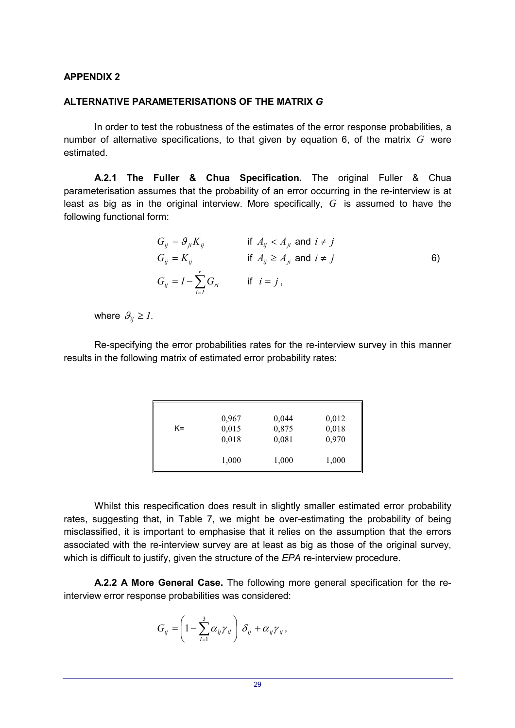## APPENDIX 2

### ALTERNATIVE PARAMETERISATIONS OF THE MATRIX *G*

In order to test the robustness of the estimates of the error response probabilities, a number of alternative specifications, to that given by equation 6, of the matrix $G$ were estimated.

**A.2.1 The Fuller & Chua Specification.** The original Fuller & Chua parameterisation assumes that the probability of an error occurring in the re-interview is at least as big as in the original interview. More specifically, $G$ is assumed to have the following functional form:

$$
\begin{aligned}
G_{ij} &= \vartheta_{ji} K_{ij} \qquad && \text{if } A_{ij} < A_{ji} \text{ and } i \neq j \\
G_{ij} &= K_{ij} \qquad && \text{if } A_{ij} \geq A_{ji} \text{ and } i \neq j \\
G_{ij} &= 1 - \sum_{i=1}^{r} G_{ri} \qquad && \text{if } i = j,
\end{aligned}
\qquad 6)
$$

where $\vartheta_{ij} \geq 1$.

Re-specifying the error probabilities rates for the re-interview survey in this manner results in the following matrix of estimated error probability rates:

| | | | |
|---|---|---|---|
| K= | 0,967 | 0,044 | 0,012 |
| | 0,015 | 0,875 | 0,018 |
| | 0,018 | 0,081 | 0,970 |
| | 1,000 | 1,000 | 1,000 |

Whilst this respecification does result in slightly smaller estimated error probability rates, suggesting that, in Table 7, we might be over-estimating the probability of being misclassified, it is important to emphasise that it relies on the assumption that the errors associated with the re-interview survey are at least as big as those of the original survey, which is difficult to justify, given the structure of the *EPA* re-interview procedure.

**A.2.2 A More General Case.** The following more general specification for the re-interview error response probabilities was considered:

$$
G_{ij} = \left( 1 - \sum_{l=1}^{3} \alpha_{lj} \gamma_{il} \right) \delta_{ij} + \alpha_{ij} \gamma_{ij},
$$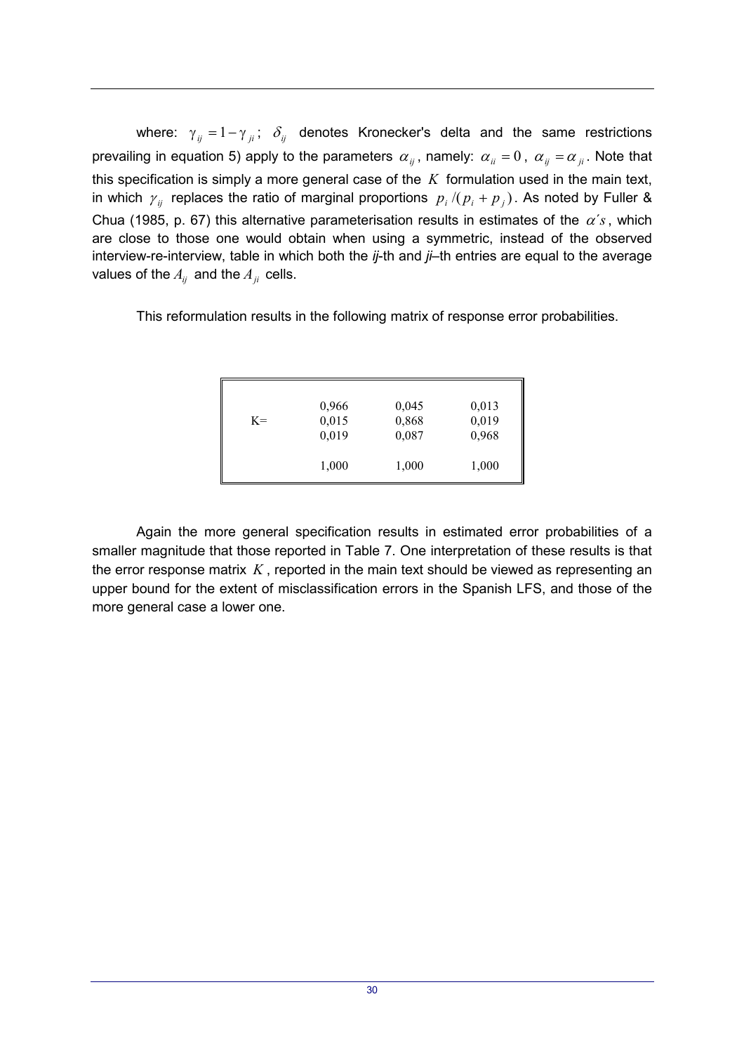where: $\gamma_{ij} = 1 - \gamma_{ji}$; $\delta_{ij}$ denotes Kronecker's delta and the same restrictions prevailing in equation 5) apply to the parameters $\alpha_{ij}$, namely: $\alpha_{ii} = 0$, $\alpha_{ij} = \alpha_{ji}$. Note that this specification is simply a more general case of the $K$ formulation used in the main text, in which $\gamma_{ij}$ replaces the ratio of marginal proportions $p_i /(p_i + p_j)$. As noted by Fuller & Chua (1985, p. 67) this alternative parameterisation results in estimates of the $\alpha' s$, which are close to those one would obtain when using a symmetric, instead of the observed interview-re-interview, table in which both the *ij*-th and *ji*–th entries are equal to the average values of the $A_{ij}$ and the $A_{ji}$ cells.

This reformulation results in the following matrix of response error probabilities.

| | | | |
|---|---|---|---|
| | 0,966 | 0,045 | 0,013 |
| K= | 0,015 | 0,868 | 0,019 |
| | 0,019 | 0,087 | 0,968 |
| | 1,000 | 1,000 | 1,000 |

Again the more general specification results in estimated error probabilities of a smaller magnitude that those reported in Table 7. One interpretation of these results is that the error response matrix $K$, reported in the main text should be viewed as representing an upper bound for the extent of misclassification errors in the Spanish LFS, and those of the more general case a lower one.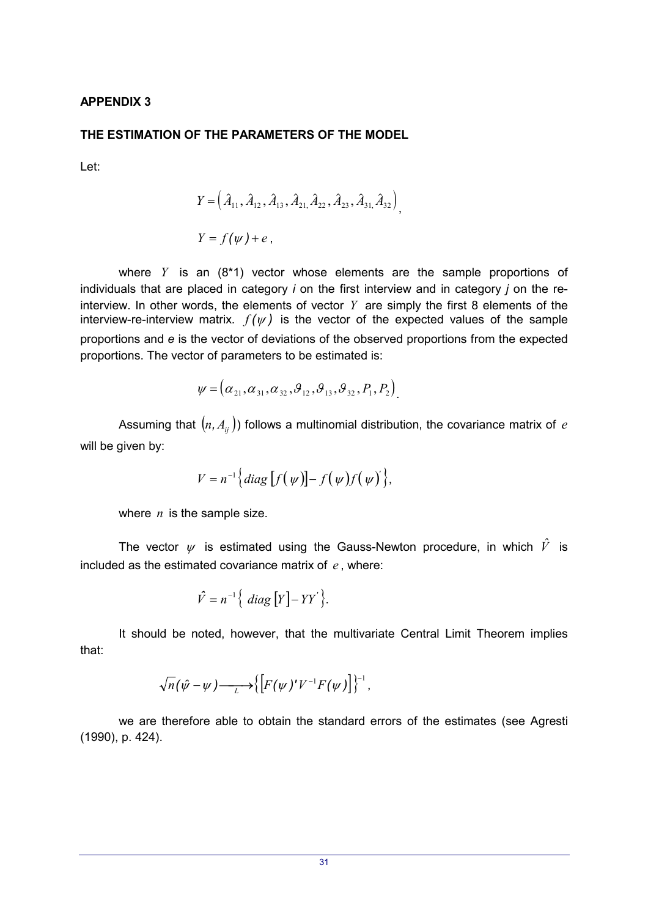# APPENDIX 3

## THE ESTIMATION OF THE PARAMETERS OF THE MODEL

Let:

$$Y = \left( \hat{A}_{11}, \hat{A}_{12}, \hat{A}_{13}, \hat{A}_{21,} \hat{A}_{22}, \hat{A}_{23}, \hat{A}_{31,} \hat{A}_{32} \right),$$

$$Y = f(\psi) + e,$$

where $Y$ is an (8*1) vector whose elements are the sample proportions of individuals that are placed in category *i* on the first interview and in category *j* on the re-interview. In other words, the elements of vector $Y$ are simply the first 8 elements of the interview-re-interview matrix. $f(\psi)$ is the vector of the expected values of the sample proportions and *e* is the vector of deviations of the observed proportions from the expected proportions. The vector of parameters to be estimated is:

$$\psi = \left( \alpha_{21}, \alpha_{31}, \alpha_{32}, \vartheta_{12}, \vartheta_{13}, \vartheta_{32}, P_1, P_2 \right).$$

Assuming that $(n, A_{ij}))$ follows a multinomial distribution, the covariance matrix of $e$ will be given by:

$$V = n^{-1} \left\{ diag\left[ f(\psi) \right] - f(\psi) f(\psi)' \right\},$$

where $n$ is the sample size.

The vector $\psi$ is estimated using the Gauss-Newton procedure, in which $\hat{V}$ is included as the estimated covariance matrix of $e$, where:

$$\hat{V} = n^{-1} \left\{ \, diag\left[ Y \right] - YY' \right\}.$$

It should be noted, however, that the multivariate Central Limit Theorem implies that:

$$\sqrt{n}(\hat{\psi} - \psi) \xrightarrow[L]{} \left\{ \left[ F(\psi)' V^{-1} F(\psi) \right] \right\}^{-1},$$

we are therefore able to obtain the standard errors of the estimates (see Agresti (1990), p. 424).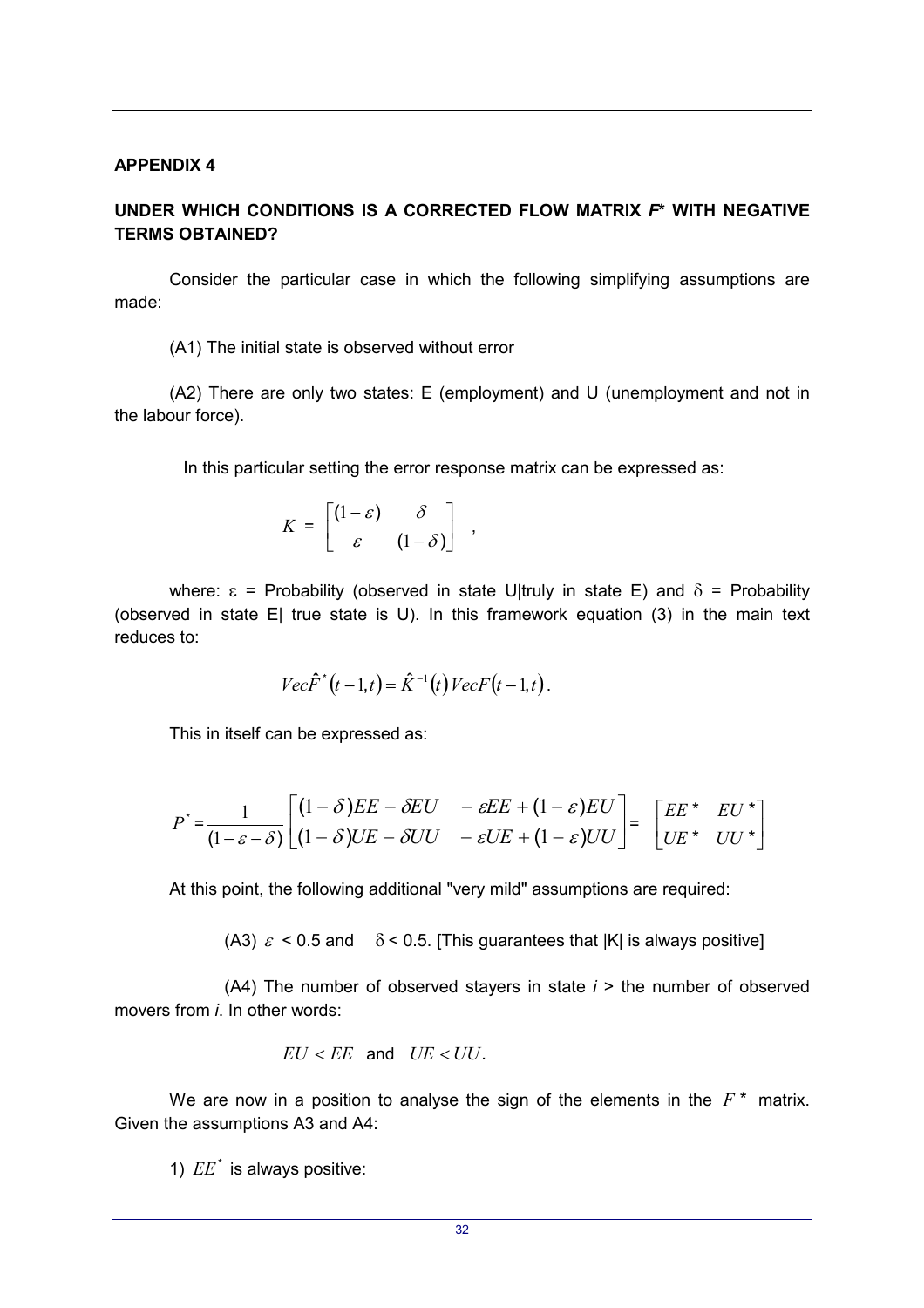## APPENDIX 4

### UNDER WHICH CONDITIONS IS A CORRECTED FLOW MATRIX $F^*$ WITH NEGATIVE TERMS OBTAINED?

Consider the particular case in which the following simplifying assumptions are made:

(A1) The initial state is observed without error

(A2) There are only two states: E (employment) and U (unemployment and not in the labour force).

In this particular setting the error response matrix can be expressed as:

$$K = \begin{bmatrix} (1-\varepsilon) & \delta \\ \varepsilon & (1-\delta) \end{bmatrix} ,$$

where: $\varepsilon$ = Probability (observed in state U|truly in state E) and $\delta$ = Probability (observed in state E| true state is U). In this framework equation (3) in the main text reduces to:

$$Vec\hat{F}^*(t-1,t) = \hat{K}^{-1}(t)\,VecF(t-1,t).$$

This in itself can be expressed as:

$$P^* = \frac{1}{(1-\varepsilon-\delta)} \begin{bmatrix} (1-\delta)EE - \delta EU & -\varepsilon EE + (1-\varepsilon)EU \\ (1-\delta)UE - \delta UU & -\varepsilon UE + (1-\varepsilon)UU \end{bmatrix} = \begin{bmatrix} EE^* & EU^* \\ UE^* & UU^* \end{bmatrix}$$

At this point, the following additional "very mild" assumptions are required:

(A3) $\varepsilon < 0.5$ and $\delta < 0.5$. [This guarantees that |K| is always positive]

(A4) The number of observed stayers in state $i$ > the number of observed movers from $i$. In other words:

$$EU < EE \text{ and } UE < UU.$$

We are now in a position to analyse the sign of the elements in the $F^*$ matrix. Given the assumptions A3 and A4:

1) $EE^*$ is always positive: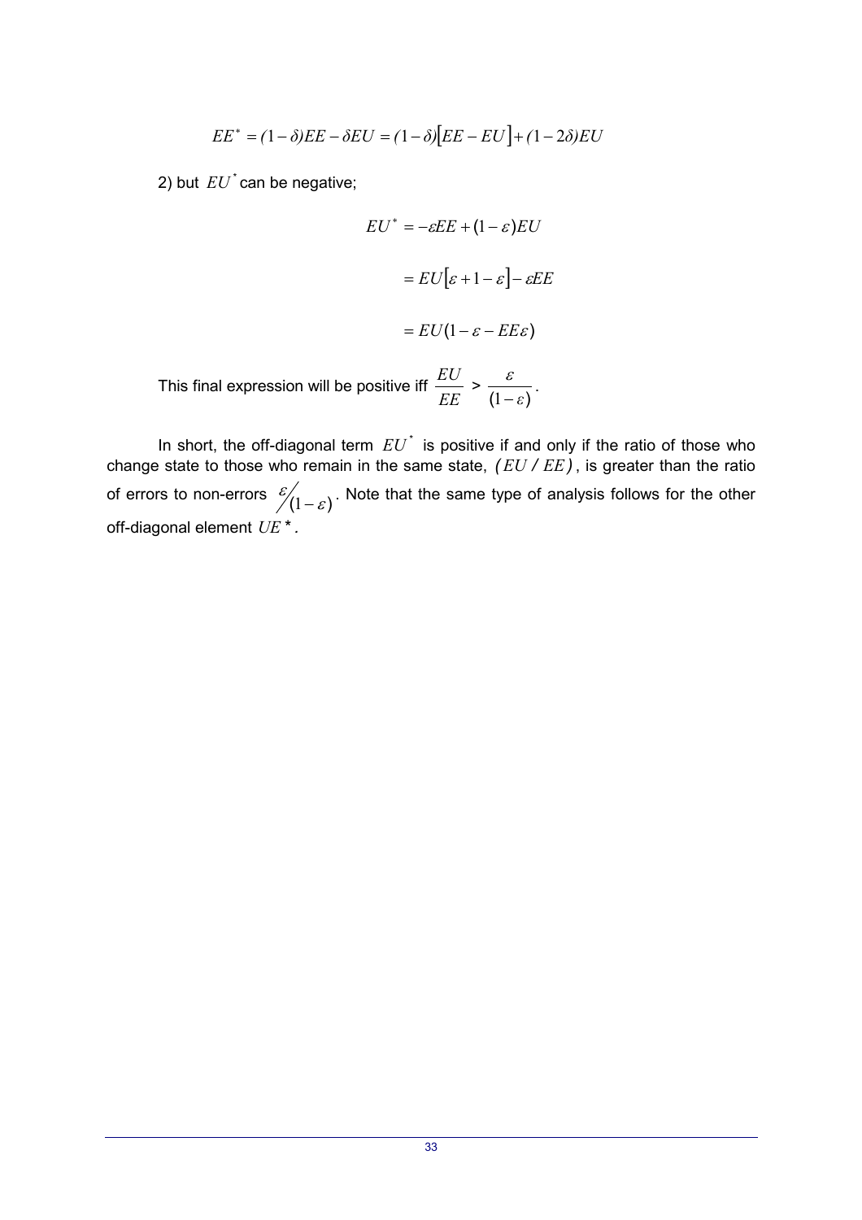$$EE^* = (1-\delta)EE - \delta EU = (1-\delta)\left[EE - EU\right] + (1-2\delta)EU$$

2) but $EU^*$ can be negative;

$$EU^* = -\varepsilon EE + (1-\varepsilon)EU$$

$$= EU\left[\varepsilon + 1 - \varepsilon\right] - \varepsilon EE$$

$$= EU(1 - \varepsilon - EE\varepsilon)$$

This final expression will be positive iff $\dfrac{EU}{EE} > \dfrac{\varepsilon}{(1-\varepsilon)}$.

In short, the off-diagonal term $EU^*$ is positive if and only if the ratio of those who change state to those who remain in the same state, $(EU / EE)$, is greater than the ratio of errors to non-errors $\varepsilon/(1-\varepsilon)$. Note that the same type of analysis follows for the other off-diagonal element $UE^*$.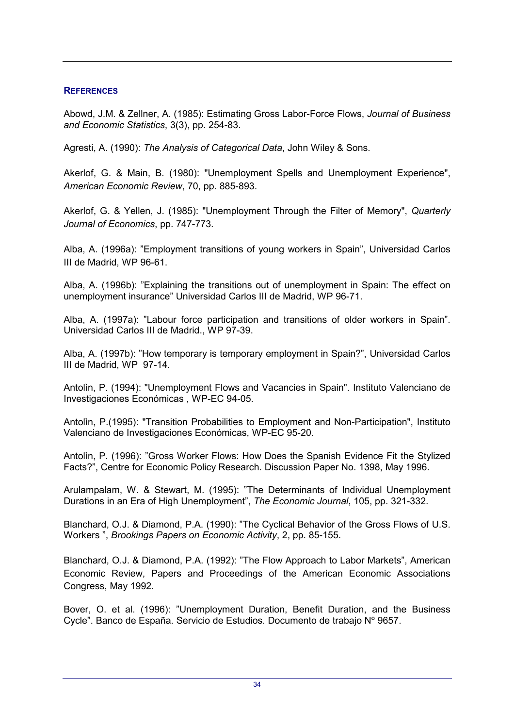## REFERENCES

Abowd, J.M. & Zellner, A. (1985): Estimating Gross Labor-Force Flows, *Journal of Business and Economic Statistics*, 3(3), pp. 254-83.

Agresti, A. (1990): *The Analysis of Categorical Data*, John Wiley & Sons.

Akerlof, G. & Main, B. (1980): "Unemployment Spells and Unemployment Experience", *American Economic Review*, 70, pp. 885-893.

Akerlof, G. & Yellen, J. (1985): "Unemployment Through the Filter of Memory", *Quarterly Journal of Economics*, pp. 747-773.

Alba, A. (1996a): "Employment transitions of young workers in Spain", Universidad Carlos III de Madrid, WP 96-61.

Alba, A. (1996b): "Explaining the transitions out of unemployment in Spain: The effect on unemployment insurance" Universidad Carlos III de Madrid, WP 96-71.

Alba, A. (1997a): "Labour force participation and transitions of older workers in Spain". Universidad Carlos III de Madrid., WP 97-39.

Alba, A. (1997b): "How temporary is temporary employment in Spain?", Universidad Carlos III de Madrid, WP 97-14.

Antolìn, P. (1994): "Unemployment Flows and Vacancies in Spain". Instituto Valenciano de Investigaciones Económicas , WP-EC 94-05.

Antolìn, P.(1995): "Transition Probabilities to Employment and Non-Participation", Instituto Valenciano de Investigaciones Económicas, WP-EC 95-20.

Antolìn, P. (1996): "Gross Worker Flows: How Does the Spanish Evidence Fit the Stylized Facts?", Centre for Economic Policy Research. Discussion Paper No. 1398, May 1996.

Arulampalam, W. & Stewart, M. (1995): "The Determinants of Individual Unemployment Durations in an Era of High Unemployment", *The Economic Journal*, 105, pp. 321-332.

Blanchard, O.J. & Diamond, P.A. (1990): "The Cyclical Behavior of the Gross Flows of U.S. Workers ", *Brookings Papers on Economic Activity*, 2, pp. 85-155.

Blanchard, O.J. & Diamond, P.A. (1992): "The Flow Approach to Labor Markets", American Economic Review, Papers and Proceedings of the American Economic Associations Congress, May 1992.

Bover, O. et al. (1996): "Unemployment Duration, Benefit Duration, and the Business Cycle". Banco de España. Servicio de Estudios. Documento de trabajo Nº 9657.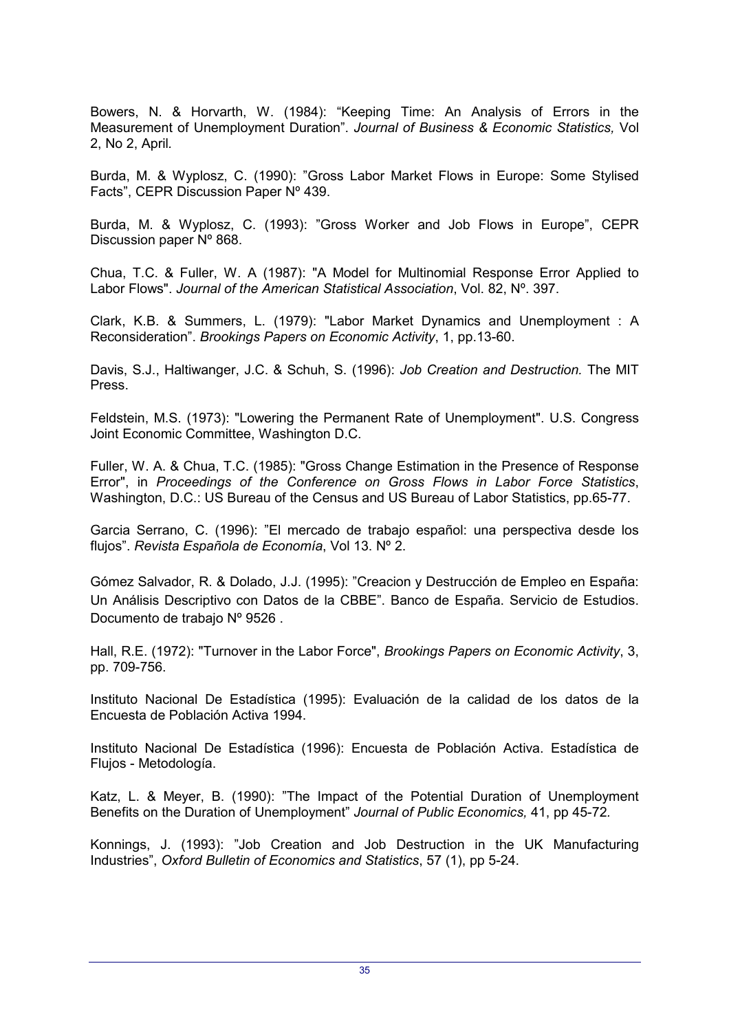Bowers, N. & Horvarth, W. (1984): “Keeping Time: An Analysis of Errors in the Measurement of Unemployment Duration”. *Journal of Business & Economic Statistics,* Vol 2, No 2, April.

Burda, M. & Wyplosz, C. (1990): ”Gross Labor Market Flows in Europe: Some Stylised Facts”, CEPR Discussion Paper Nº 439.

Burda, M. & Wyplosz, C. (1993): ”Gross Worker and Job Flows in Europe”, CEPR Discussion paper Nº 868.

Chua, T.C. & Fuller, W. A (1987): "A Model for Multinomial Response Error Applied to Labor Flows". *Journal of the American Statistical Association*, Vol. 82, Nº. 397.

Clark, K.B. & Summers, L. (1979): "Labor Market Dynamics and Unemployment : A Reconsideration”. *Brookings Papers on Economic Activity*, 1, pp.13-60.

Davis, S.J., Haltiwanger, J.C. & Schuh, S. (1996): *Job Creation and Destruction.* The MIT Press.

Feldstein, M.S. (1973): "Lowering the Permanent Rate of Unemployment". U.S. Congress Joint Economic Committee, Washington D.C.

Fuller, W. A. & Chua, T.C. (1985): "Gross Change Estimation in the Presence of Response Error", in *Proceedings of the Conference on Gross Flows in Labor Force Statistics*, Washington, D.C.: US Bureau of the Census and US Bureau of Labor Statistics, pp.65-77.

Garcia Serrano, C. (1996): ”El mercado de trabajo español: una perspectiva desde los flujos”. *Revista Española de Economía*, Vol 13. Nº 2.

Gómez Salvador, R. & Dolado, J.J. (1995): ”Creacion y Destrucción de Empleo en España: Un Análisis Descriptivo con Datos de la CBBE”. Banco de España. Servicio de Estudios. Documento de trabajo Nº 9526 .

Hall, R.E. (1972): "Turnover in the Labor Force", *Brookings Papers on Economic Activity*, 3, pp. 709-756.

Instituto Nacional De Estadística (1995): Evaluación de la calidad de los datos de la Encuesta de Población Activa 1994.

Instituto Nacional De Estadística (1996): Encuesta de Población Activa. Estadística de Flujos - Metodología.

Katz, L. & Meyer, B. (1990): ”The Impact of the Potential Duration of Unemployment Benefits on the Duration of Unemployment” *Journal of Public Economics,* 41, pp 45-72.

Konnings, J. (1993): ”Job Creation and Job Destruction in the UK Manufacturing Industries”, *Oxford Bulletin of Economics and Statistics*, 57 (1), pp 5-24.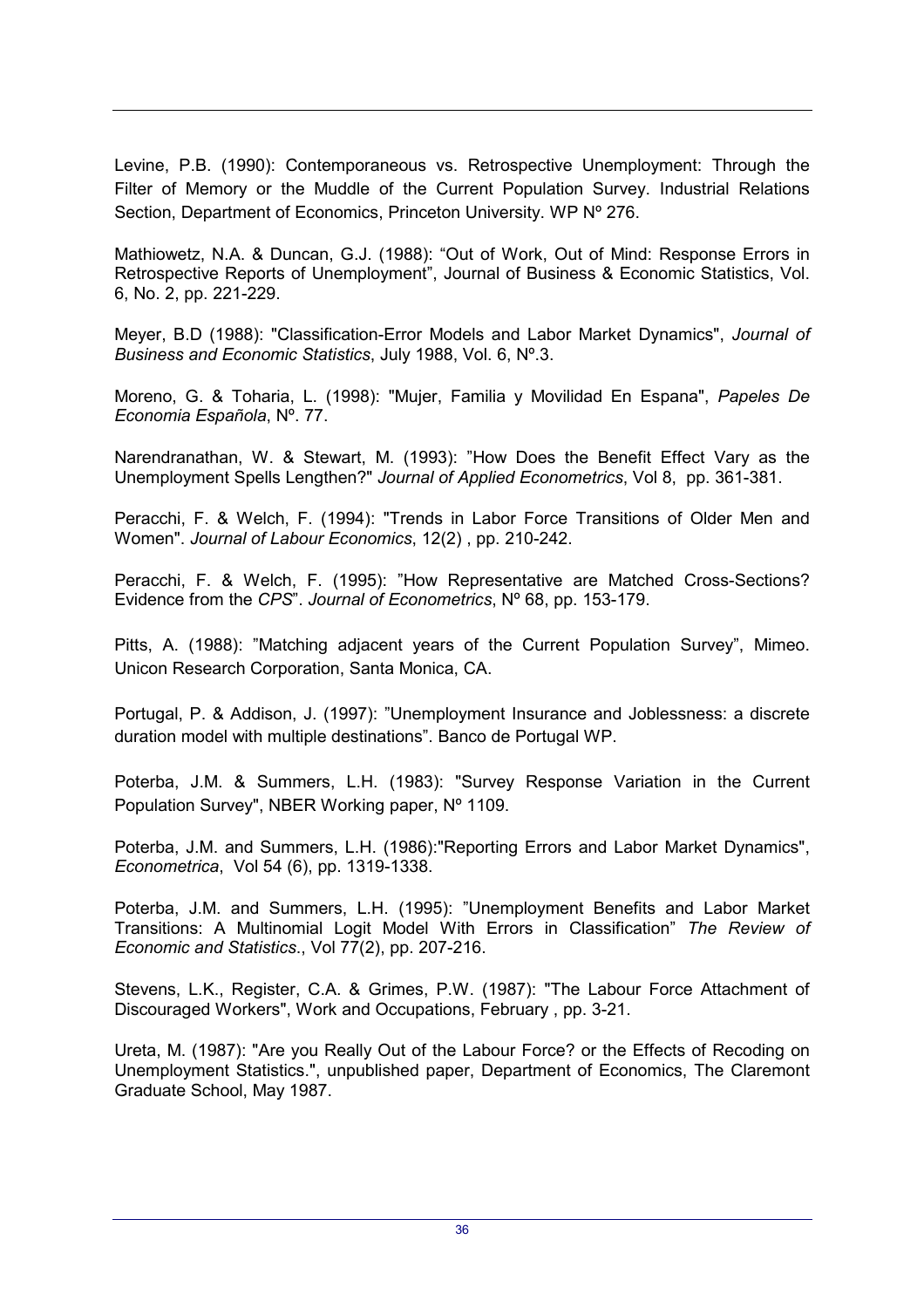Levine, P.B. (1990): Contemporaneous vs. Retrospective Unemployment: Through the Filter of Memory or the Muddle of the Current Population Survey. Industrial Relations Section, Department of Economics, Princeton University. WP Nº 276.

Mathiowetz, N.A. & Duncan, G.J. (1988): “Out of Work, Out of Mind: Response Errors in Retrospective Reports of Unemployment”, Journal of Business & Economic Statistics, Vol. 6, No. 2, pp. 221-229.

Meyer, B.D (1988): "Classification-Error Models and Labor Market Dynamics", *Journal of Business and Economic Statistics*, July 1988, Vol. 6, Nº.3.

Moreno, G. & Toharia, L. (1998): "Mujer, Familia y Movilidad En Espana", *Papeles De Economia Española*, Nº. 77.

Narendranathan, W. & Stewart, M. (1993): ”How Does the Benefit Effect Vary as the Unemployment Spells Lengthen?" *Journal of Applied Econometrics*, Vol 8, pp. 361-381.

Peracchi, F. & Welch, F. (1994): "Trends in Labor Force Transitions of Older Men and Women". *Journal of Labour Economics*, 12(2) , pp. 210-242.

Peracchi, F. & Welch, F. (1995): ”How Representative are Matched Cross-Sections? Evidence from the *CPS*”. *Journal of Econometrics*, Nº 68, pp. 153-179.

Pitts, A. (1988): ”Matching adjacent years of the Current Population Survey”, Mimeo. Unicon Research Corporation, Santa Monica, CA.

Portugal, P. & Addison, J. (1997): ”Unemployment Insurance and Joblessness: a discrete duration model with multiple destinations”. Banco de Portugal WP.

Poterba, J.M. & Summers, L.H. (1983): "Survey Response Variation in the Current Population Survey", NBER Working paper, Nº 1109.

Poterba, J.M. and Summers, L.H. (1986):"Reporting Errors and Labor Market Dynamics", *Econometrica*, Vol 54 (6), pp. 1319-1338.

Poterba, J.M. and Summers, L.H. (1995): ”Unemployment Benefits and Labor Market Transitions: A Multinomial Logit Model With Errors in Classification” *The Review of Economic and Statistics*., Vol 77(2), pp. 207-216.

Stevens, L.K., Register, C.A. & Grimes, P.W. (1987): "The Labour Force Attachment of Discouraged Workers", Work and Occupations, February , pp. 3-21.

Ureta, M. (1987): "Are you Really Out of the Labour Force? or the Effects of Recoding on Unemployment Statistics.", unpublished paper, Department of Economics, The Claremont Graduate School, May 1987.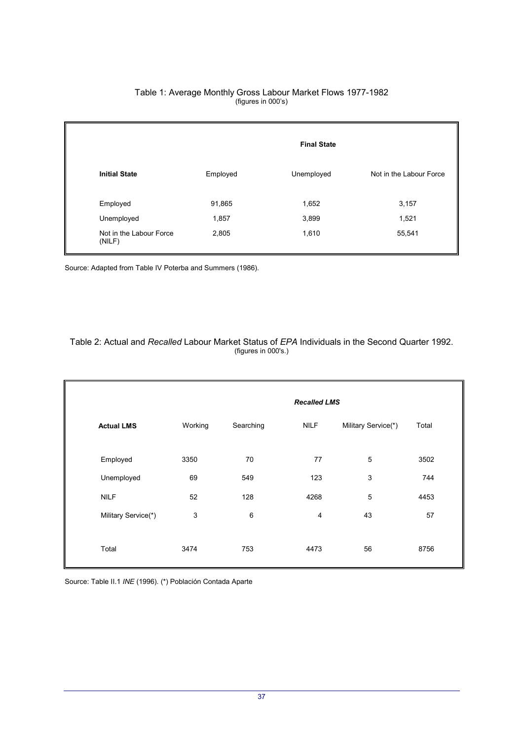Table 1: Average Monthly Gross Labour Market Flows 1977-1982
(figures in 000's)

| | Final State | | |
|---|---|---|---|
| **Initial State** | Employed | Unemployed | Not in the Labour Force |
| Employed | 91,865 | 1,652 | 3,157 |
| Unemployed | 1,857 | 3,899 | 1,521 |
| Not in the Labour Force (NILF) | 2,805 | 1,610 | 55,541 |

Source: Adapted from Table IV Poterba and Summers (1986).

Table 2: Actual and *Recalled* Labour Market Status of *EPA* Individuals in the Second Quarter 1992.
(figures in 000's.)

| | *Recalled LMS* | | | | |
|---|---|---|---|---|---|
| **Actual LMS** | Working | Searching | NILF | Military Service(*) | Total |
| Employed | 3350 | 70 | 77 | 5 | 3502 |
| Unemployed | 69 | 549 | 123 | 3 | 744 |
| NILF | 52 | 128 | 4268 | 5 | 4453 |
| Military Service(*) | 3 | 6 | 4 | 43 | 57 |
| Total | 3474 | 753 | 4473 | 56 | 8756 |

Source: Table II.1 *INE* (1996). (*) Población Contada Aparte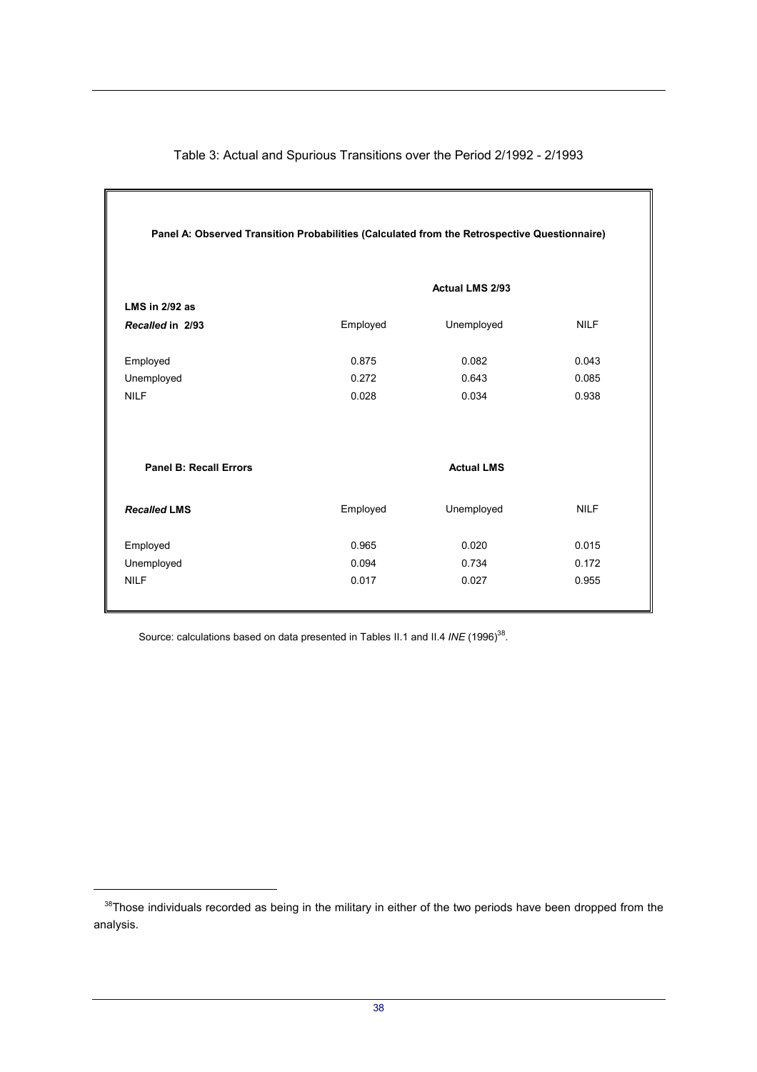Table 3: Actual and Spurious Transitions over the Period 2/1992 - 2/1993

**Panel A: Observed Transition Probabilities (Calculated from the Retrospective Questionnaire)**

| LMS in 2/92 as *Recalled* in 2/93 | Actual LMS 2/93 | | |
|---|---|---|---|
| | Employed | Unemployed | NILF |
| Employed | 0.875 | 0.082 | 0.043 |
| Unemployed | 0.272 | 0.643 | 0.085 |
| NILF | 0.028 | 0.034 | 0.938 |

**Panel B: Recall Errors**

| *Recalled* LMS | Actual LMS | | |
|---|---|---|---|
| | Employed | Unemployed | NILF |
| Employed | 0.965 | 0.020 | 0.015 |
| Unemployed | 0.094 | 0.734 | 0.172 |
| NILF | 0.017 | 0.027 | 0.955 |

Source: calculations based on data presented in Tables II.1 and II.4 *INE* (1996)[38].

[38]Those individuals recorded as being in the military in either of the two periods have been dropped from the analysis.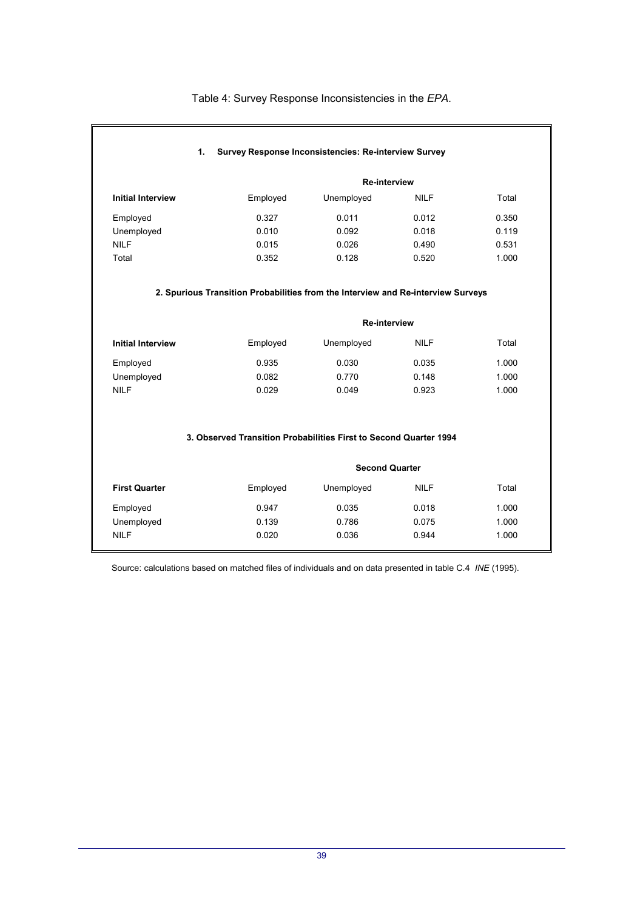Table 4: Survey Response Inconsistencies in the *EPA*.

**1. Survey Response Inconsistencies: Re-interview Survey**

| | Re-interview | | | |
|---|---|---|---|---|
| **Initial Interview** | Employed | Unemployed | NILF | Total |
| Employed | 0.327 | 0.011 | 0.012 | 0.350 |
| Unemployed | 0.010 | 0.092 | 0.018 | 0.119 |
| NILF | 0.015 | 0.026 | 0.490 | 0.531 |
| Total | 0.352 | 0.128 | 0.520 | 1.000 |

**2. Spurious Transition Probabilities from the Interview and Re-interview Surveys**

| | Re-interview | | | |
|---|---|---|---|---|
| **Initial Interview** | Employed | Unemployed | NILF | Total |
| Employed | 0.935 | 0.030 | 0.035 | 1.000 |
| Unemployed | 0.082 | 0.770 | 0.148 | 1.000 |
| NILF | 0.029 | 0.049 | 0.923 | 1.000 |

**3. Observed Transition Probabilities First to Second Quarter 1994**

| | Second Quarter | | | |
|---|---|---|---|---|
| **First Quarter** | Employed | Unemployed | NILF | Total |
| Employed | 0.947 | 0.035 | 0.018 | 1.000 |
| Unemployed | 0.139 | 0.786 | 0.075 | 1.000 |
| NILF | 0.020 | 0.036 | 0.944 | 1.000 |

Source: calculations based on matched files of individuals and on data presented in table C.4 *INE* (1995).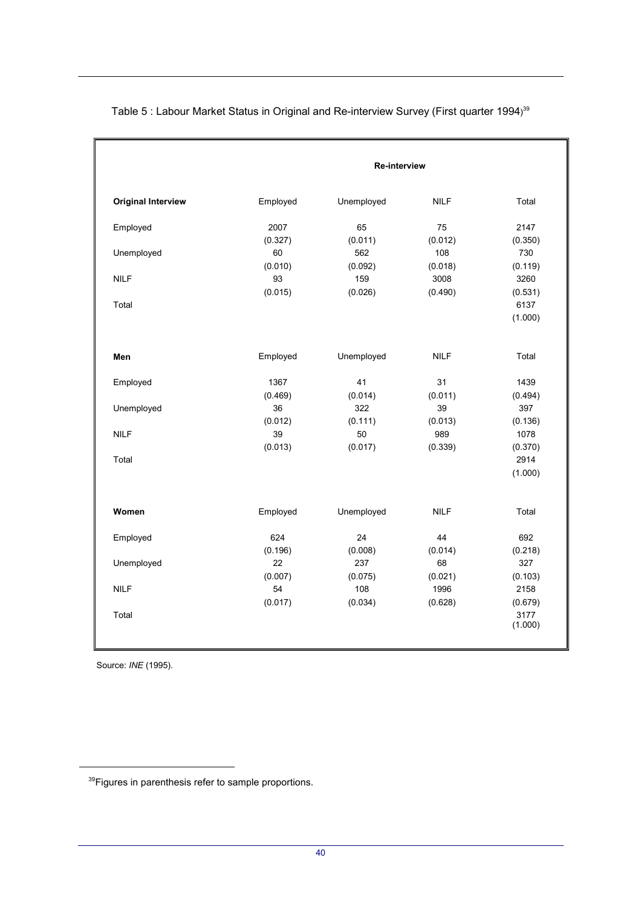Table 5 : Labour Market Status in Original and Re-interview Survey (First quarter 1994)[39]

| | Re-interview | | | |
|---|---|---|---|---|
| **Original Interview** | Employed | Unemployed | NILF | Total |
| Employed | 2007 (0.327) | 65 (0.011) | 75 (0.012) | 2147 (0.350) |
| Unemployed | 60 (0.010) | 562 (0.092) | 108 (0.018) | 730 (0.119) |
| NILF | 93 (0.015) | 159 (0.026) | 3008 (0.490) | 3260 (0.531) |
| Total | | | | 6137 (1.000) |
| **Men** | Employed | Unemployed | NILF | Total |
| Employed | 1367 (0.469) | 41 (0.014) | 31 (0.011) | 1439 (0.494) |
| Unemployed | 36 (0.012) | 322 (0.111) | 39 (0.013) | 397 (0.136) |
| NILF | 39 (0.013) | 50 (0.017) | 989 (0.339) | 1078 (0.370) |
| Total | | | | 2914 (1.000) |
| **Women** | Employed | Unemployed | NILF | Total |
| Employed | 624 (0.196) | 24 (0.008) | 44 (0.014) | 692 (0.218) |
| Unemployed | 22 (0.007) | 237 (0.075) | 68 (0.021) | 327 (0.103) |
| NILF | 54 (0.017) | 108 (0.034) | 1996 (0.628) | 2158 (0.679) |
| Total | | | | 3177 (1.000) |

Source: *INE* (1995).

[39] Figures in parenthesis refer to sample proportions.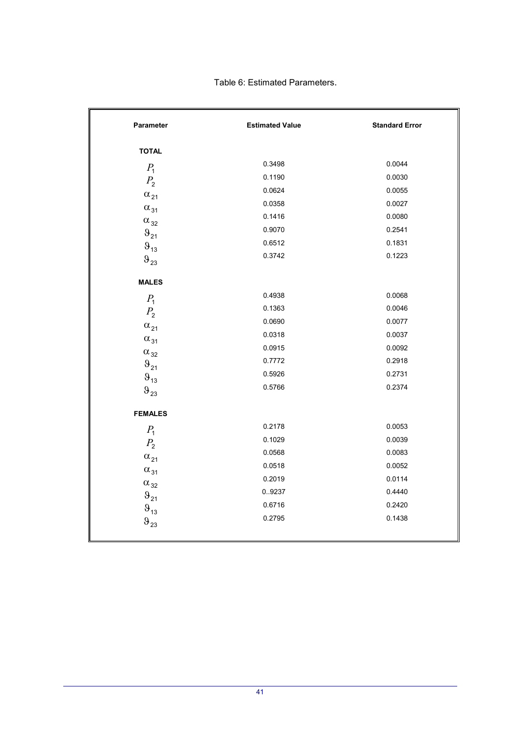Table 6: Estimated Parameters.

| Parameter | Estimated Value | Standard Error |
|---|---|---|
| **TOTAL** | | |
| $P_1$ | 0.3498 | 0.0044 |
| $P_2$ | 0.1190 | 0.0030 |
| $\alpha_{21}$ | 0.0624 | 0.0055 |
| $\alpha_{31}$ | 0.0358 | 0.0027 |
| $\alpha_{32}$ | 0.1416 | 0.0080 |
| $\vartheta_{21}$ | 0.9070 | 0.2541 |
| $\vartheta_{13}$ | 0.6512 | 0.1831 |
| $\vartheta_{23}$ | 0.3742 | 0.1223 |
| **MALES** | | |
| $P_1$ | 0.4938 | 0.0068 |
| $P_2$ | 0.1363 | 0.0046 |
| $\alpha_{21}$ | 0.0690 | 0.0077 |
| $\alpha_{31}$ | 0.0318 | 0.0037 |
| $\alpha_{32}$ | 0.0915 | 0.0092 |
| $\vartheta_{21}$ | 0.7772 | 0.2918 |
| $\vartheta_{13}$ | 0.5926 | 0.2731 |
| $\vartheta_{23}$ | 0.5766 | 0.2374 |
| **FEMALES** | | |
| $P_1$ | 0.2178 | 0.0053 |
| $P_2$ | 0.1029 | 0.0039 |
| $\alpha_{21}$ | 0.0568 | 0.0083 |
| $\alpha_{31}$ | 0.0518 | 0.0052 |
| $\alpha_{32}$ | 0.2019 | 0.0114 |
| $\vartheta_{21}$ | 0..9237 | 0.4440 |
| $\vartheta_{13}$ | 0.6716 | 0.2420 |
| $\vartheta_{23}$ | 0.2795 | 0.1438 |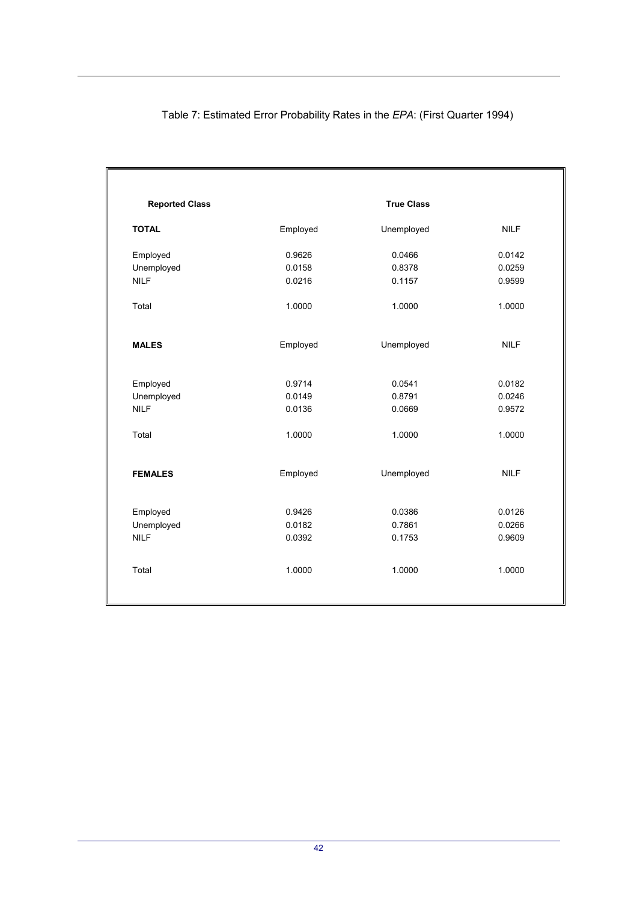Table 7: Estimated Error Probability Rates in the *EPA*: (First Quarter 1994)

| **Reported Class** | **True Class** | | |
|---|---|---|---|
| **TOTAL** | Employed | Unemployed | NILF |
| Employed | 0.9626 | 0.0466 | 0.0142 |
| Unemployed | 0.0158 | 0.8378 | 0.0259 |
| NILF | 0.0216 | 0.1157 | 0.9599 |
| Total | 1.0000 | 1.0000 | 1.0000 |
| **MALES** | Employed | Unemployed | NILF |
| Employed | 0.9714 | 0.0541 | 0.0182 |
| Unemployed | 0.0149 | 0.8791 | 0.0246 |
| NILF | 0.0136 | 0.0669 | 0.9572 |
| Total | 1.0000 | 1.0000 | 1.0000 |
| **FEMALES** | Employed | Unemployed | NILF |
| Employed | 0.9426 | 0.0386 | 0.0126 |
| Unemployed | 0.0182 | 0.7861 | 0.0266 |
| NILF | 0.0392 | 0.1753 | 0.9609 |
| Total | 1.0000 | 1.0000 | 1.0000 |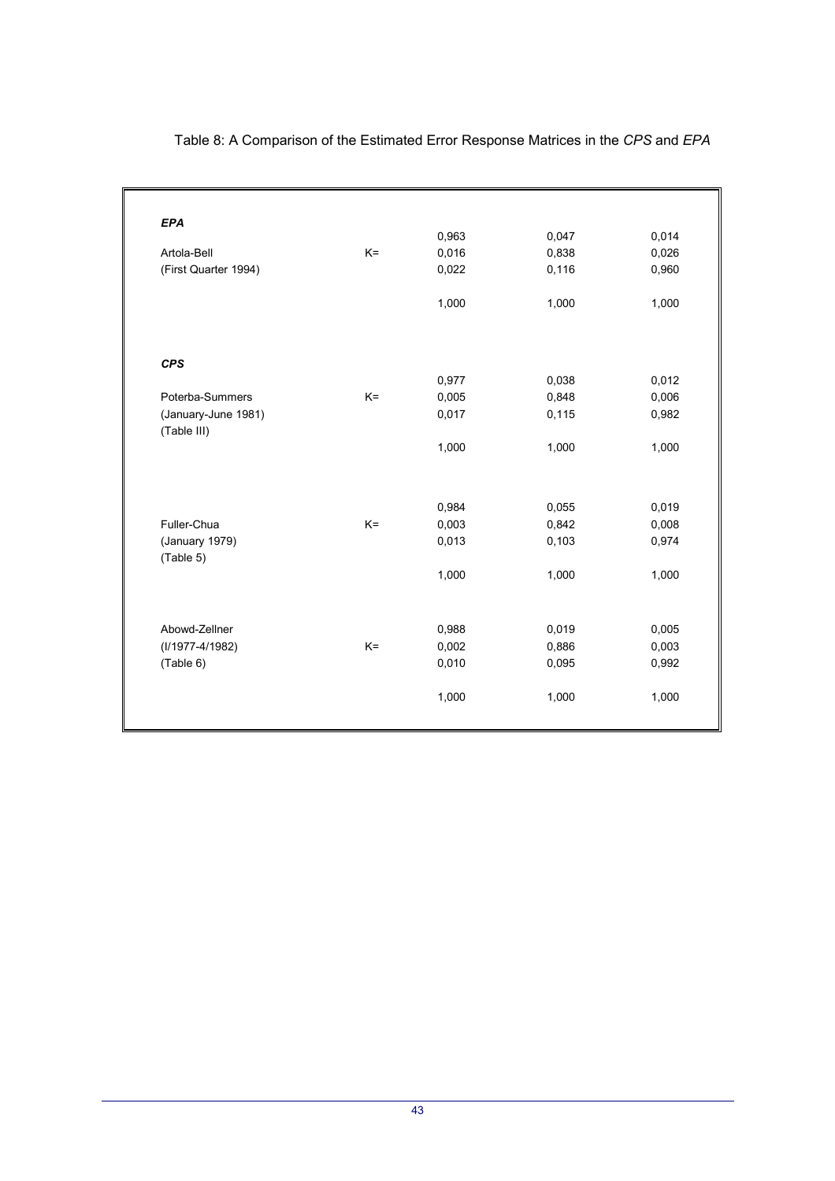Table 8: A Comparison of the Estimated Error Response Matrices in the *CPS* and *EPA*

| | | | | |
|---|---|---|---|---|
| ***EPA*** | | | | |
| | | 0,963 | 0,047 | 0,014 |
| Artola-Bell | K= | 0,016 | 0,838 | 0,026 |
| (First Quarter 1994) | | 0,022 | 0,116 | 0,960 |
| | | 1,000 | 1,000 | 1,000 |
| ***CPS*** | | | | |
| | | 0,977 | 0,038 | 0,012 |
| Poterba-Summers | K= | 0,005 | 0,848 | 0,006 |
| (January-June 1981) (Table III) | | 0,017 | 0,115 | 0,982 |
| | | 1,000 | 1,000 | 1,000 |
| | | 0,984 | 0,055 | 0,019 |
| Fuller-Chua | K= | 0,003 | 0,842 | 0,008 |
| (January 1979) (Table 5) | | 0,013 | 0,103 | 0,974 |
| | | 1,000 | 1,000 | 1,000 |
| Abowd-Zellner | | 0,988 | 0,019 | 0,005 |
| (I/1977-4/1982) | K= | 0,002 | 0,886 | 0,003 |
| (Table 6) | | 0,010 | 0,095 | 0,992 |
| | | 1,000 | 1,000 | 1,000 |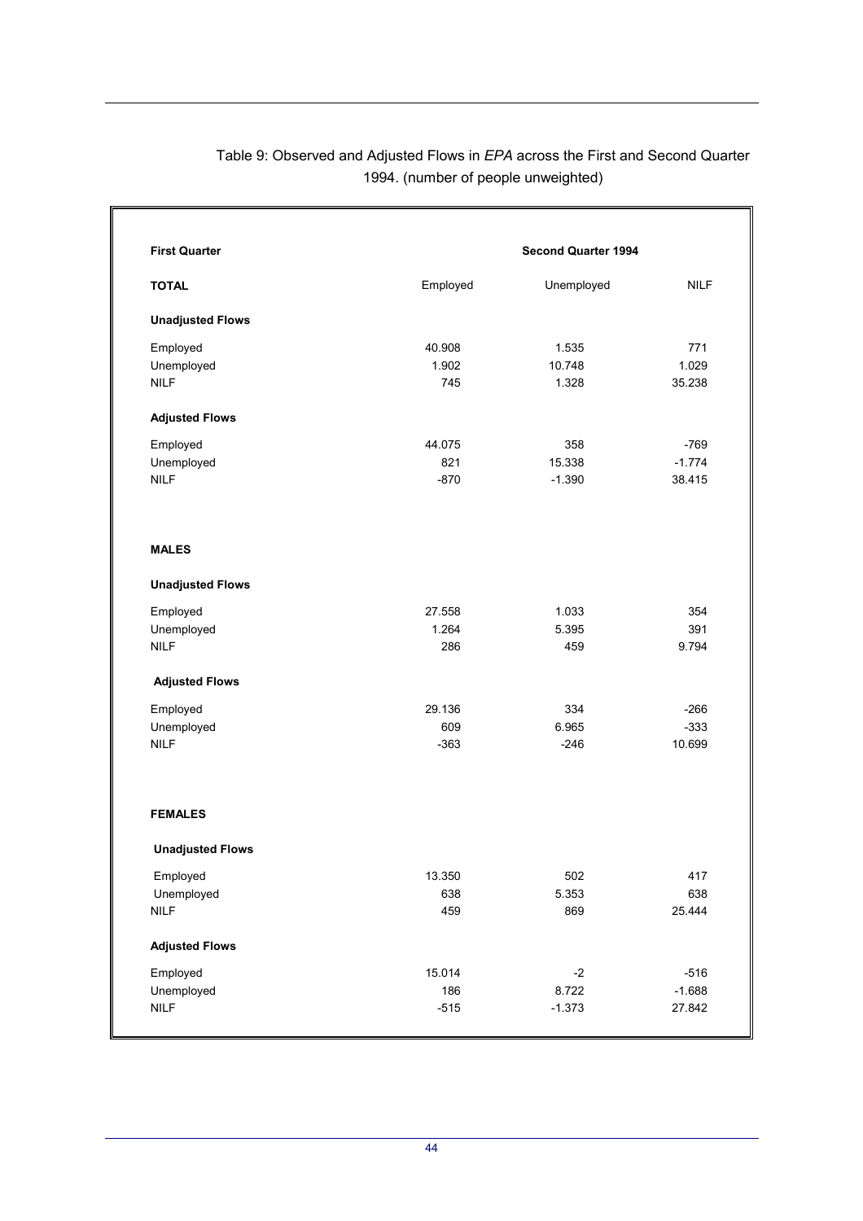Table 9: Observed and Adjusted Flows in *EPA* across the First and Second Quarter 1994. (number of people unweighted)

| First Quarter | Second Quarter 1994 | | |
|---|---|---|---|
| **TOTAL** | Employed | Unemployed | NILF |
| **Unadjusted Flows** | | | |
| Employed | 40.908 | 1.535 | 771 |
| Unemployed | 1.902 | 10.748 | 1.029 |
| NILF | 745 | 1.328 | 35.238 |
| **Adjusted Flows** | | | |
| Employed | 44.075 | 358 | -769 |
| Unemployed | 821 | 15.338 | -1.774 |
| NILF | -870 | -1.390 | 38.415 |
| **MALES** | | | |
| **Unadjusted Flows** | | | |
| Employed | 27.558 | 1.033 | 354 |
| Unemployed | 1.264 | 5.395 | 391 |
| NILF | 286 | 459 | 9.794 |
| **Adjusted Flows** | | | |
| Employed | 29.136 | 334 | -266 |
| Unemployed | 609 | 6.965 | -333 |
| NILF | -363 | -246 | 10.699 |
| **FEMALES** | | | |
| **Unadjusted Flows** | | | |
| Employed | 13.350 | 502 | 417 |
| Unemployed | 638 | 5.353 | 638 |
| NILF | 459 | 869 | 25.444 |
| **Adjusted Flows** | | | |
| Employed | 15.014 | -2 | -516 |
| Unemployed | 186 | 8.722 | -1.688 |
| NILF | -515 | -1.373 | 27.842 |